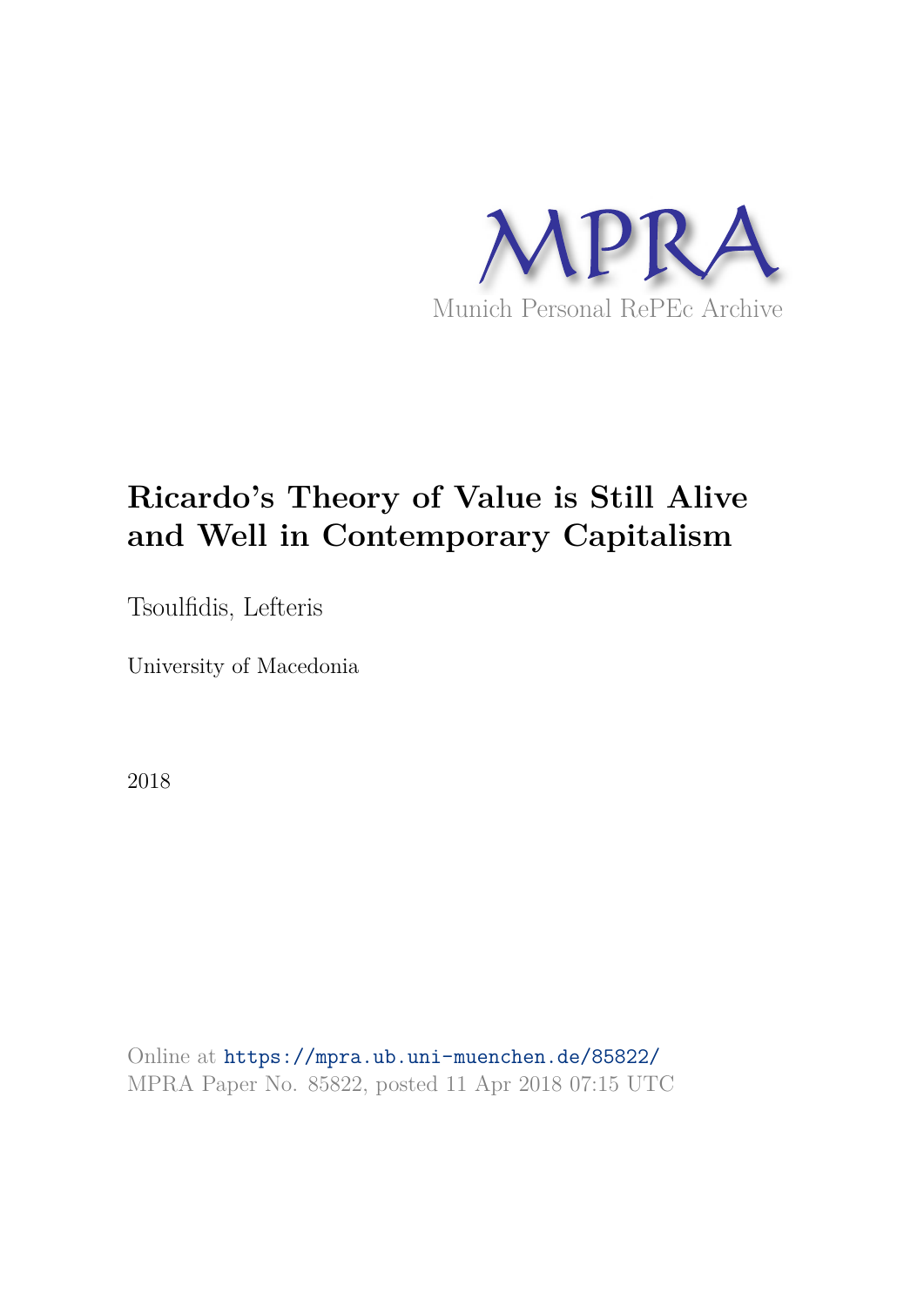MPRA

Munich Personal RePEc Archive

# Ricardo's Theory of Value is Still Alive and Well in Contemporary Capitalism

Tsoulfidis, Lefteris

University of Macedonia

2018

Online at https://mpra.ub.uni-muenchen.de/85822/
MPRA Paper No. 85822, posted 11 Apr 2018 07:15 UTC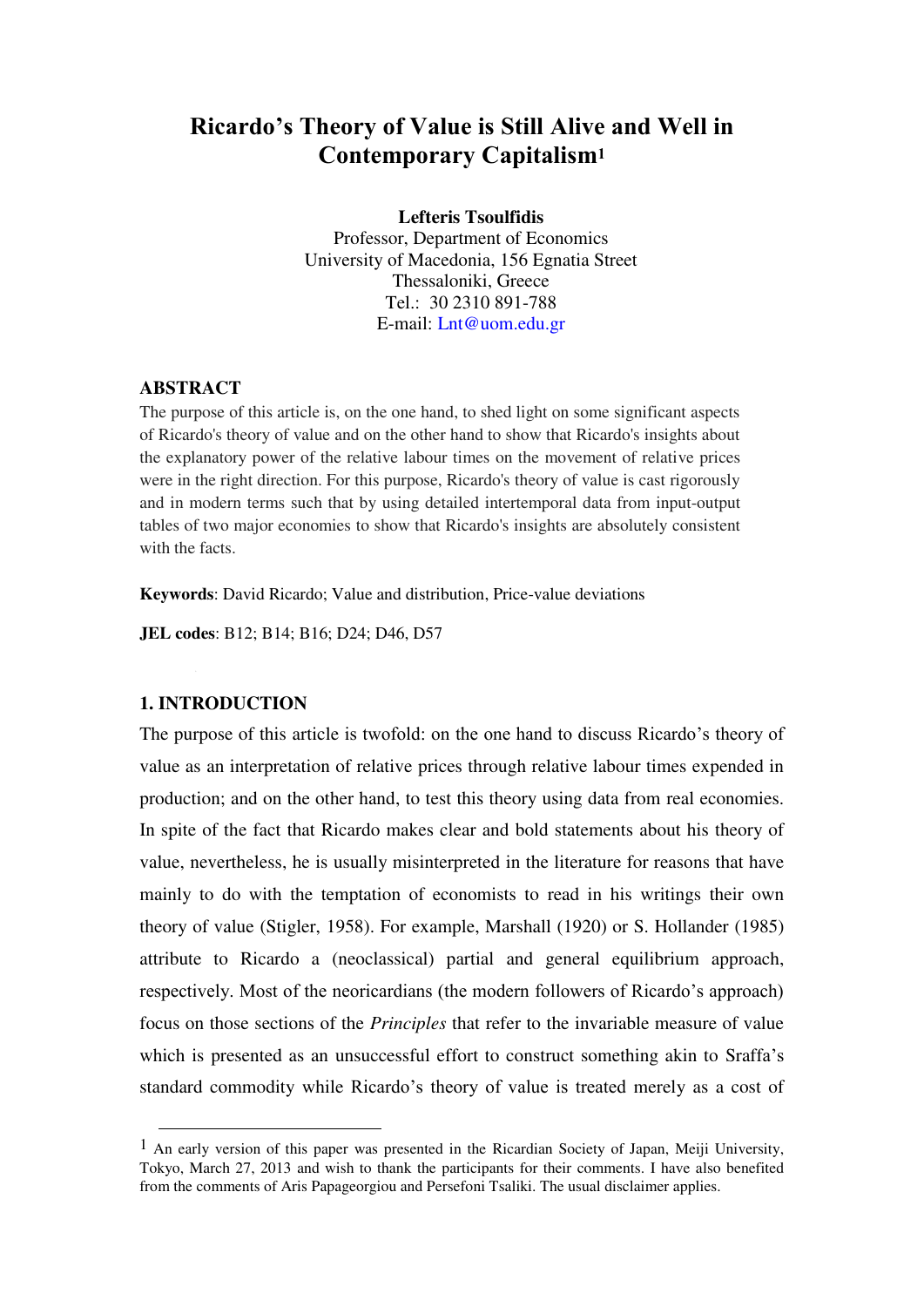# Ricardo's Theory of Value is Still Alive and Well in Contemporary Capitalism[1]

**Lefteris Tsoulfidis**
Professor, Department of Economics
University of Macedonia, 156 Egnatia Street
Thessaloniki, Greece
Tel.: 30 2310 891-788
E-mail: Lnt@uom.edu.gr

## ABSTRACT

The purpose of this article is, on the one hand, to shed light on some significant aspects of Ricardo's theory of value and on the other hand to show that Ricardo's insights about the explanatory power of the relative labour times on the movement of relative prices were in the right direction. For this purpose, Ricardo's theory of value is cast rigorously and in modern terms such that by using detailed intertemporal data from input-output tables of two major economies to show that Ricardo's insights are absolutely consistent with the facts.

**Keywords**: David Ricardo; Value and distribution, Price-value deviations

**JEL codes**: B12; B14; B16; D24; D46, D57

## 1. INTRODUCTION

The purpose of this article is twofold: on the one hand to discuss Ricardo's theory of value as an interpretation of relative prices through relative labour times expended in production; and on the other hand, to test this theory using data from real economies. In spite of the fact that Ricardo makes clear and bold statements about his theory of value, nevertheless, he is usually misinterpreted in the literature for reasons that have mainly to do with the temptation of economists to read in his writings their own theory of value (Stigler, 1958). For example, Marshall (1920) or S. Hollander (1985) attribute to Ricardo a (neoclassical) partial and general equilibrium approach, respectively. Most of the neoricardians (the modern followers of Ricardo's approach) focus on those sections of the *Principles* that refer to the invariable measure of value which is presented as an unsuccessful effort to construct something akin to Sraffa's standard commodity while Ricardo's theory of value is treated merely as a cost of

---

[1] An early version of this paper was presented in the Ricardian Society of Japan, Meiji University, Tokyo, March 27, 2013 and wish to thank the participants for their comments. I have also benefited from the comments of Aris Papageorgiou and Persefoni Tsaliki. The usual disclaimer applies.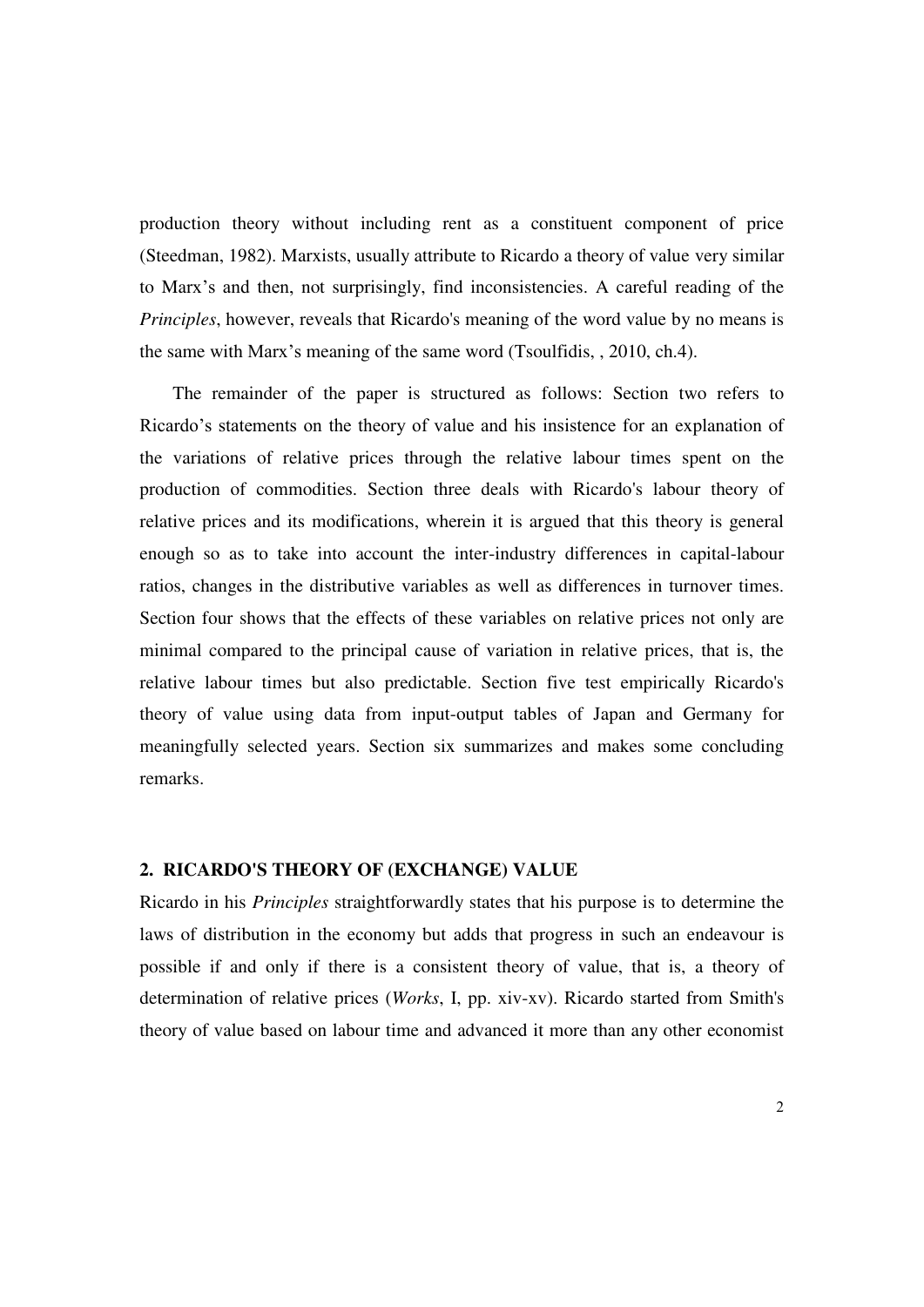production theory without including rent as a constituent component of price (Steedman, 1982). Marxists, usually attribute to Ricardo a theory of value very similar to Marx's and then, not surprisingly, find inconsistencies. A careful reading of the *Principles*, however, reveals that Ricardo's meaning of the word value by no means is the same with Marx's meaning of the same word (Tsoulfidis, , 2010, ch.4).

The remainder of the paper is structured as follows: Section two refers to Ricardo's statements on the theory of value and his insistence for an explanation of the variations of relative prices through the relative labour times spent on the production of commodities. Section three deals with Ricardo's labour theory of relative prices and its modifications, wherein it is argued that this theory is general enough so as to take into account the inter-industry differences in capital-labour ratios, changes in the distributive variables as well as differences in turnover times. Section four shows that the effects of these variables on relative prices not only are minimal compared to the principal cause of variation in relative prices, that is, the relative labour times but also predictable. Section five test empirically Ricardo's theory of value using data from input-output tables of Japan and Germany for meaningfully selected years. Section six summarizes and makes some concluding remarks.

## 2. RICARDO'S THEORY OF (EXCHANGE) VALUE

Ricardo in his *Principles* straightforwardly states that his purpose is to determine the laws of distribution in the economy but adds that progress in such an endeavour is possible if and only if there is a consistent theory of value, that is, a theory of determination of relative prices (*Works*, I, pp. xiv-xv). Ricardo started from Smith's theory of value based on labour time and advanced it more than any other economist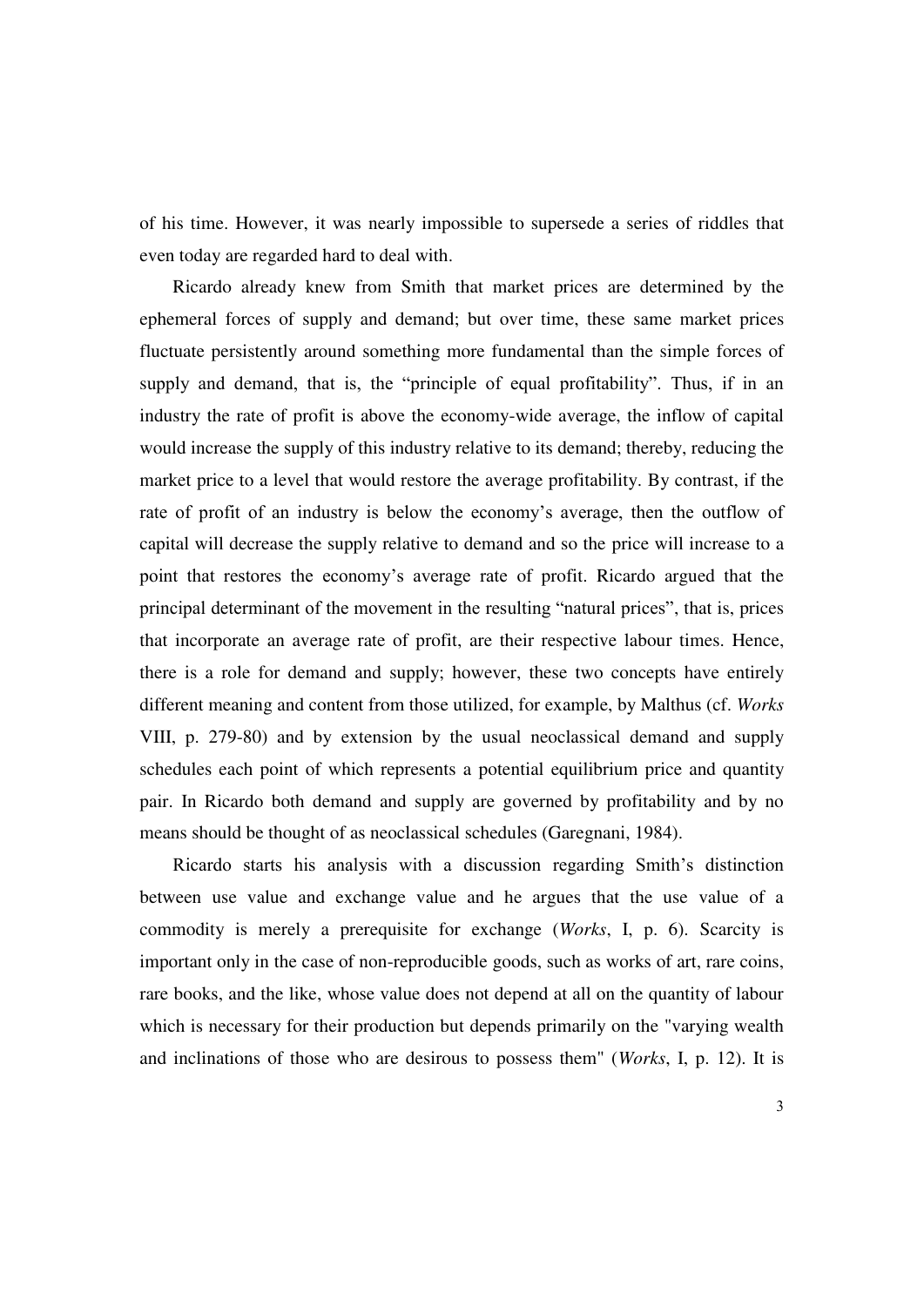of his time. However, it was nearly impossible to supersede a series of riddles that even today are regarded hard to deal with.

Ricardo already knew from Smith that market prices are determined by the ephemeral forces of supply and demand; but over time, these same market prices fluctuate persistently around something more fundamental than the simple forces of supply and demand, that is, the "principle of equal profitability". Thus, if in an industry the rate of profit is above the economy-wide average, the inflow of capital would increase the supply of this industry relative to its demand; thereby, reducing the market price to a level that would restore the average profitability. By contrast, if the rate of profit of an industry is below the economy's average, then the outflow of capital will decrease the supply relative to demand and so the price will increase to a point that restores the economy's average rate of profit. Ricardo argued that the principal determinant of the movement in the resulting "natural prices", that is, prices that incorporate an average rate of profit, are their respective labour times. Hence, there is a role for demand and supply; however, these two concepts have entirely different meaning and content from those utilized, for example, by Malthus (cf. *Works* VIII, p. 279-80) and by extension by the usual neoclassical demand and supply schedules each point of which represents a potential equilibrium price and quantity pair. In Ricardo both demand and supply are governed by profitability and by no means should be thought of as neoclassical schedules (Garegnani, 1984).

Ricardo starts his analysis with a discussion regarding Smith's distinction between use value and exchange value and he argues that the use value of a commodity is merely a prerequisite for exchange (*Works*, I, p. 6). Scarcity is important only in the case of non-reproducible goods, such as works of art, rare coins, rare books, and the like, whose value does not depend at all on the quantity of labour which is necessary for their production but depends primarily on the "varying wealth and inclinations of those who are desirous to possess them" (*Works*, I, p. 12). It is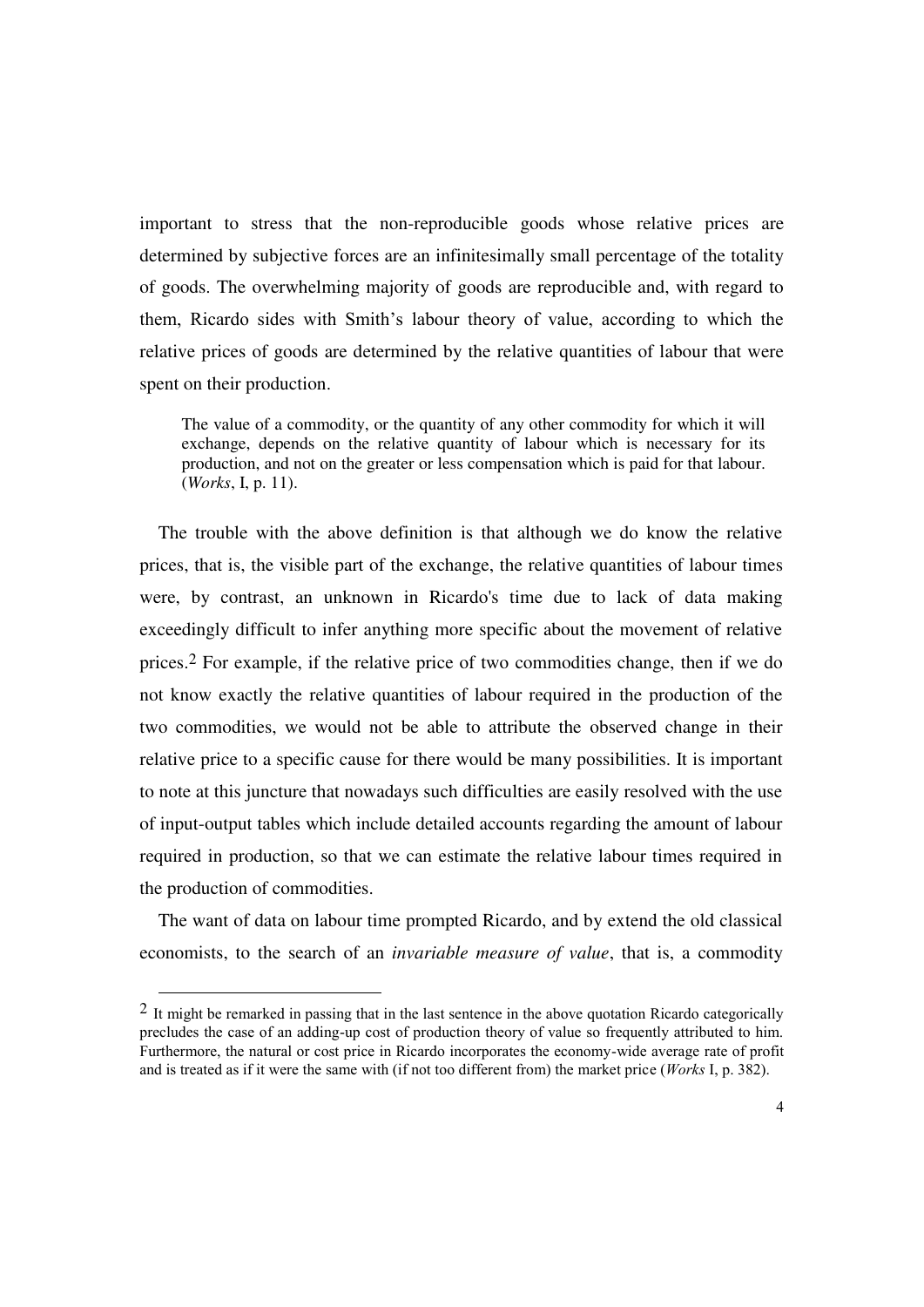important to stress that the non-reproducible goods whose relative prices are determined by subjective forces are an infinitesimally small percentage of the totality of goods. The overwhelming majority of goods are reproducible and, with regard to them, Ricardo sides with Smith's labour theory of value, according to which the relative prices of goods are determined by the relative quantities of labour that were spent on their production.

> The value of a commodity, or the quantity of any other commodity for which it will exchange, depends on the relative quantity of labour which is necessary for its production, and not on the greater or less compensation which is paid for that labour. (*Works*, I, p. 11).

The trouble with the above definition is that although we do know the relative prices, that is, the visible part of the exchange, the relative quantities of labour times were, by contrast, an unknown in Ricardo's time due to lack of data making exceedingly difficult to infer anything more specific about the movement of relative prices.[2] For example, if the relative price of two commodities change, then if we do not know exactly the relative quantities of labour required in the production of the two commodities, we would not be able to attribute the observed change in their relative price to a specific cause for there would be many possibilities. It is important to note at this juncture that nowadays such difficulties are easily resolved with the use of input-output tables which include detailed accounts regarding the amount of labour required in production, so that we can estimate the relative labour times required in the production of commodities.

The want of data on labour time prompted Ricardo, and by extend the old classical economists, to the search of an *invariable measure of value*, that is, a commodity

[2] It might be remarked in passing that in the last sentence in the above quotation Ricardo categorically precludes the case of an adding-up cost of production theory of value so frequently attributed to him. Furthermore, the natural or cost price in Ricardo incorporates the economy-wide average rate of profit and is treated as if it were the same with (if not too different from) the market price (*Works* I, p. 382).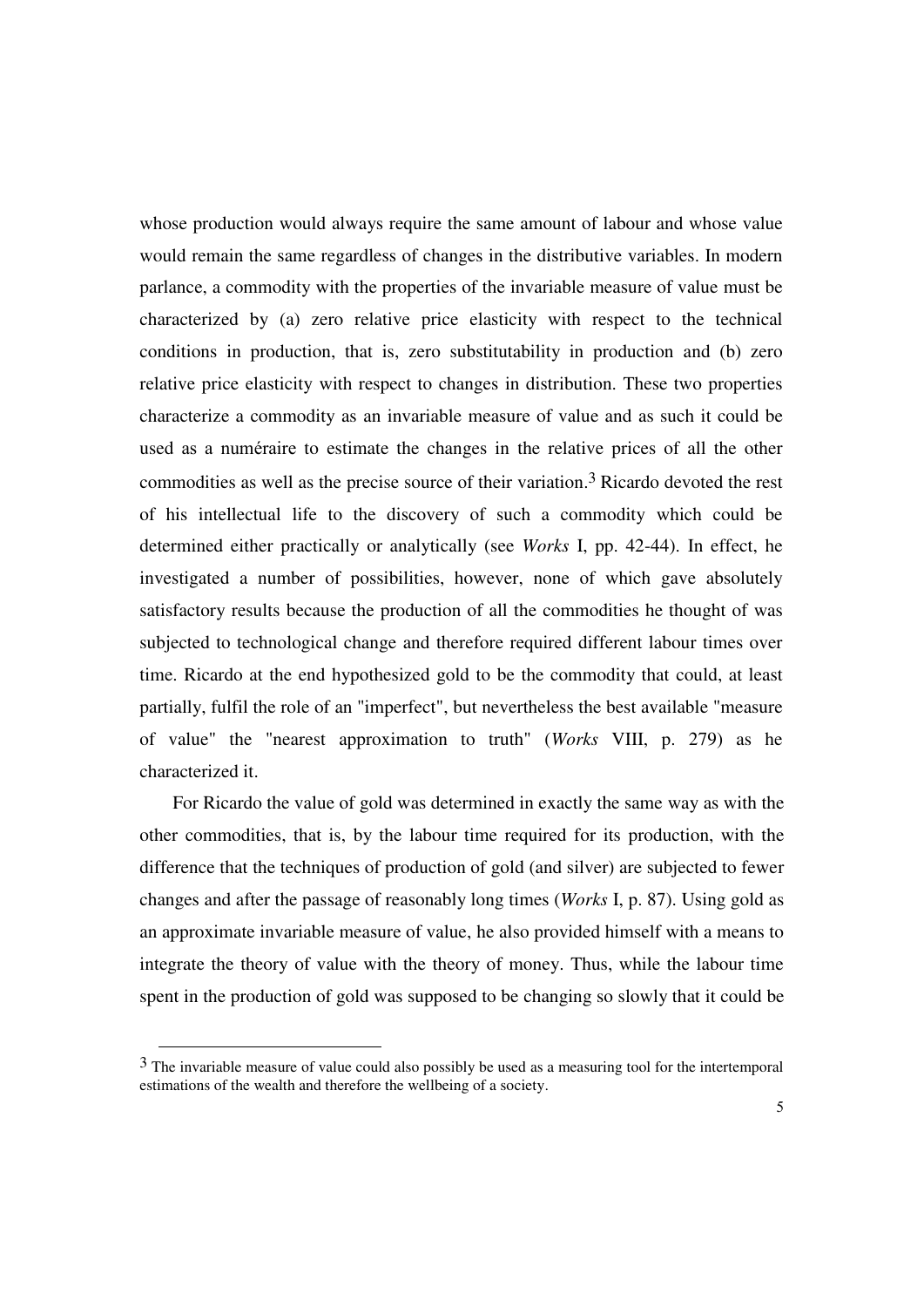whose production would always require the same amount of labour and whose value would remain the same regardless of changes in the distributive variables. In modern parlance, a commodity with the properties of the invariable measure of value must be characterized by (a) zero relative price elasticity with respect to the technical conditions in production, that is, zero substitutability in production and (b) zero relative price elasticity with respect to changes in distribution. These two properties characterize a commodity as an invariable measure of value and as such it could be used as a numéraire to estimate the changes in the relative prices of all the other commodities as well as the precise source of their variation.[3] Ricardo devoted the rest of his intellectual life to the discovery of such a commodity which could be determined either practically or analytically (see *Works* I, pp. 42-44). In effect, he investigated a number of possibilities, however, none of which gave absolutely satisfactory results because the production of all the commodities he thought of was subjected to technological change and therefore required different labour times over time. Ricardo at the end hypothesized gold to be the commodity that could, at least partially, fulfil the role of an "imperfect", but nevertheless the best available "measure of value" the "nearest approximation to truth" (*Works* VIII, p. 279) as he characterized it.

For Ricardo the value of gold was determined in exactly the same way as with the other commodities, that is, by the labour time required for its production, with the difference that the techniques of production of gold (and silver) are subjected to fewer changes and after the passage of reasonably long times (*Works* I, p. 87). Using gold as an approximate invariable measure of value, he also provided himself with a means to integrate the theory of value with the theory of money. Thus, while the labour time spent in the production of gold was supposed to be changing so slowly that it could be

[3] The invariable measure of value could also possibly be used as a measuring tool for the intertemporal estimations of the wealth and therefore the wellbeing of a society.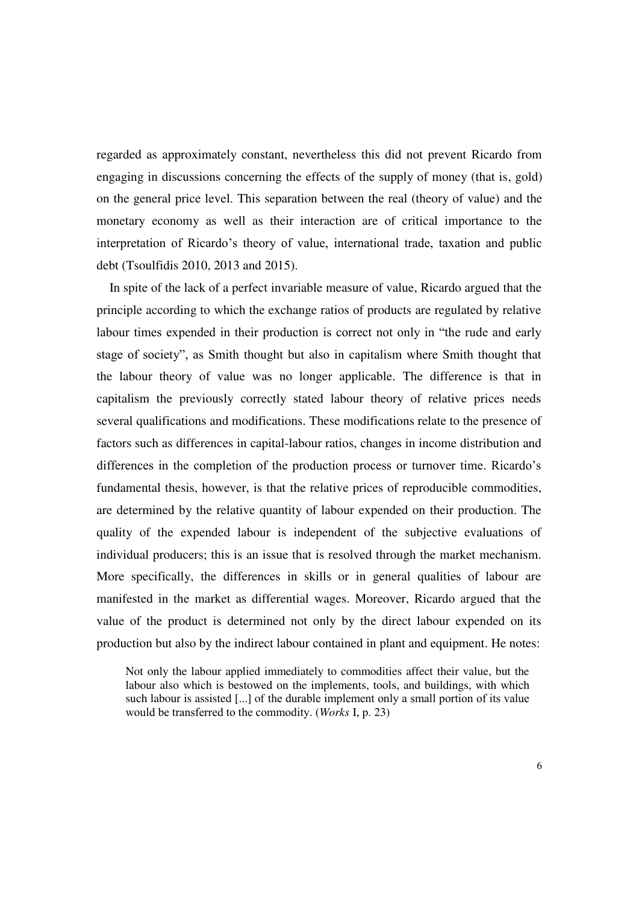regarded as approximately constant, nevertheless this did not prevent Ricardo from engaging in discussions concerning the effects of the supply of money (that is, gold) on the general price level. This separation between the real (theory of value) and the monetary economy as well as their interaction are of critical importance to the interpretation of Ricardo's theory of value, international trade, taxation and public debt (Tsoulfidis 2010, 2013 and 2015).

In spite of the lack of a perfect invariable measure of value, Ricardo argued that the principle according to which the exchange ratios of products are regulated by relative labour times expended in their production is correct not only in "the rude and early stage of society", as Smith thought but also in capitalism where Smith thought that the labour theory of value was no longer applicable. The difference is that in capitalism the previously correctly stated labour theory of relative prices needs several qualifications and modifications. These modifications relate to the presence of factors such as differences in capital-labour ratios, changes in income distribution and differences in the completion of the production process or turnover time. Ricardo's fundamental thesis, however, is that the relative prices of reproducible commodities, are determined by the relative quantity of labour expended on their production. The quality of the expended labour is independent of the subjective evaluations of individual producers; this is an issue that is resolved through the market mechanism. More specifically, the differences in skills or in general qualities of labour are manifested in the market as differential wages. Moreover, Ricardo argued that the value of the product is determined not only by the direct labour expended on its production but also by the indirect labour contained in plant and equipment. He notes:

> Not only the labour applied immediately to commodities affect their value, but the labour also which is bestowed on the implements, tools, and buildings, with which such labour is assisted [...] of the durable implement only a small portion of its value would be transferred to the commodity. (*Works* I, p. 23)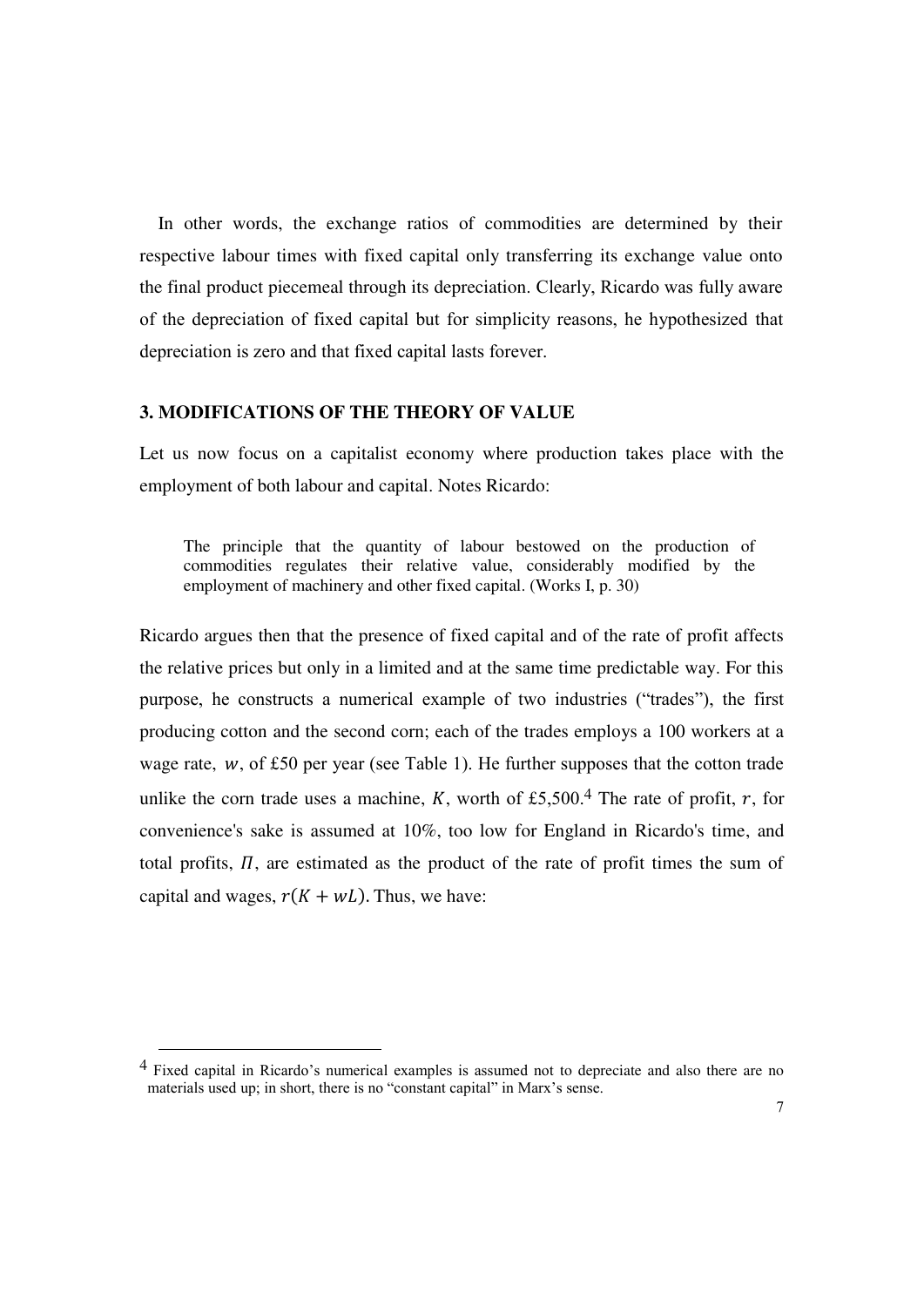In other words, the exchange ratios of commodities are determined by their respective labour times with fixed capital only transferring its exchange value onto the final product piecemeal through its depreciation. Clearly, Ricardo was fully aware of the depreciation of fixed capital but for simplicity reasons, he hypothesized that depreciation is zero and that fixed capital lasts forever.

### 3. MODIFICATIONS OF THE THEORY OF VALUE

Let us now focus on a capitalist economy where production takes place with the employment of both labour and capital. Notes Ricardo:

> The principle that the quantity of labour bestowed on the production of commodities regulates their relative value, considerably modified by the employment of machinery and other fixed capital. (Works I, p. 30)

Ricardo argues then that the presence of fixed capital and of the rate of profit affects the relative prices but only in a limited and at the same time predictable way. For this purpose, he constructs a numerical example of two industries ("trades"), the first producing cotton and the second corn; each of the trades employs a 100 workers at a wage rate, $w$, of £50 per year (see Table 1). He further supposes that the cotton trade unlike the corn trade uses a machine, $K$, worth of £5,500.[4] The rate of profit, $r$, for convenience's sake is assumed at 10%, too low for England in Ricardo's time, and total profits, $\Pi$, are estimated as the product of the rate of profit times the sum of capital and wages, $r(K + wL)$. Thus, we have:

[4] Fixed capital in Ricardo's numerical examples is assumed not to depreciate and also there are no materials used up; in short, there is no "constant capital" in Marx's sense.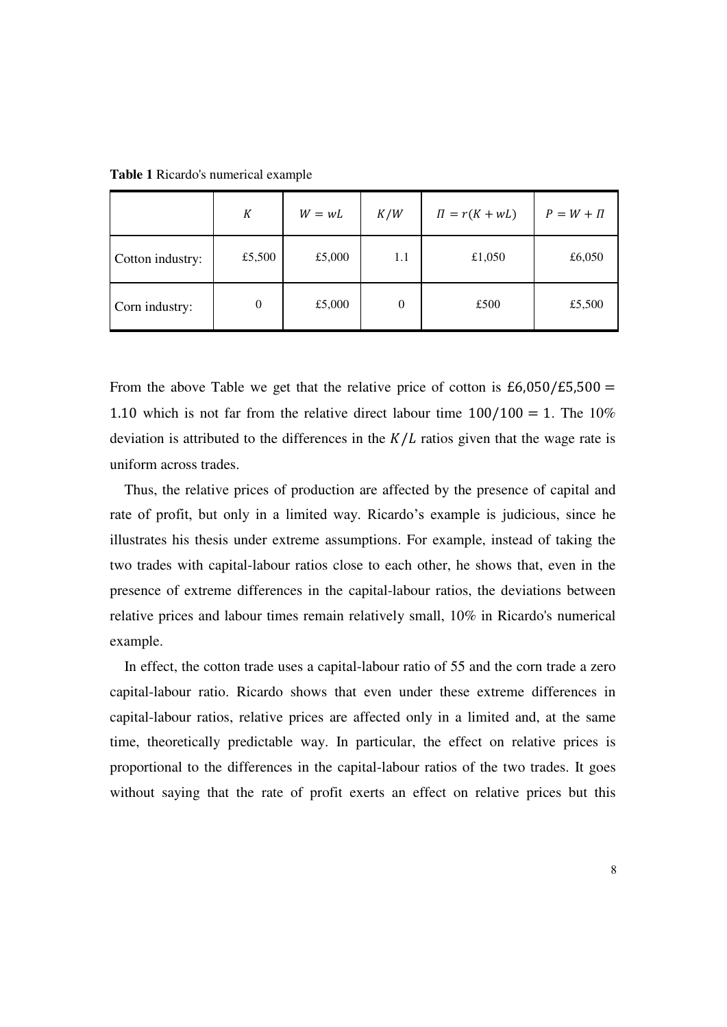**Table 1** Ricardo's numerical example

| | $K$ | $W = wL$ | $K/W$ | $\Pi = r(K + wL)$ | $P = W + \Pi$ |
|---|---|---|---|---|---|
| Cotton industry: | £5,500 | £5,000 | 1.1 | £1,050 | £6,050 |
| Corn industry: | 0 | £5,000 | 0 | £500 | £5,500 |

From the above Table we get that the relative price of cotton is $£6{,}050/£5{,}500 = 1.10$ which is not far from the relative direct labour time $100/100 = 1$. The 10% deviation is attributed to the differences in the $K/L$ ratios given that the wage rate is uniform across trades.

Thus, the relative prices of production are affected by the presence of capital and rate of profit, but only in a limited way. Ricardo's example is judicious, since he illustrates his thesis under extreme assumptions. For example, instead of taking the two trades with capital-labour ratios close to each other, he shows that, even in the presence of extreme differences in the capital-labour ratios, the deviations between relative prices and labour times remain relatively small, 10% in Ricardo's numerical example.

In effect, the cotton trade uses a capital-labour ratio of 55 and the corn trade a zero capital-labour ratio. Ricardo shows that even under these extreme differences in capital-labour ratios, relative prices are affected only in a limited and, at the same time, theoretically predictable way. In particular, the effect on relative prices is proportional to the differences in the capital-labour ratios of the two trades. It goes without saying that the rate of profit exerts an effect on relative prices but this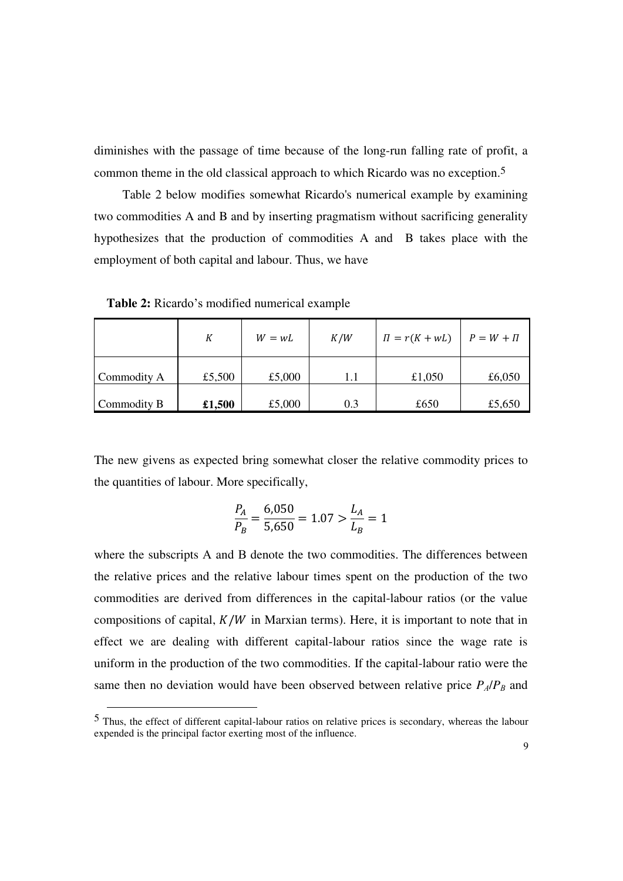diminishes with the passage of time because of the long-run falling rate of profit, a common theme in the old classical approach to which Ricardo was no exception.[5]

Table 2 below modifies somewhat Ricardo's numerical example by examining two commodities A and B and by inserting pragmatism without sacrificing generality hypothesizes that the production of commodities A and B takes place with the employment of both capital and labour. Thus, we have

**Table 2:** Ricardo's modified numerical example

| | $K$ | $W = wL$ | $K/W$ | $\Pi = r(K + wL)$ | $P = W + \Pi$ |
|---|---|---|---|---|---|
| Commodity A | £5,500 | £5,000 | 1.1 | £1,050 | £6,050 |
| Commodity B | **£1,500** | £5,000 | 0.3 | £650 | £5,650 |

The new givens as expected bring somewhat closer the relative commodity prices to the quantities of labour. More specifically,

$$\frac{P_A}{P_B} = \frac{6{,}050}{5{,}650} = 1.07 > \frac{L_A}{L_B} = 1$$

where the subscripts A and B denote the two commodities. The differences between the relative prices and the relative labour times spent on the production of the two commodities are derived from differences in the capital-labour ratios (or the value compositions of capital, $K/W$ in Marxian terms). Here, it is important to note that in effect we are dealing with different capital-labour ratios since the wage rate is uniform in the production of the two commodities. If the capital-labour ratio were the same then no deviation would have been observed between relative price $P_A/P_B$ and

[5] Thus, the effect of different capital-labour ratios on relative prices is secondary, whereas the labour expended is the principal factor exerting most of the influence.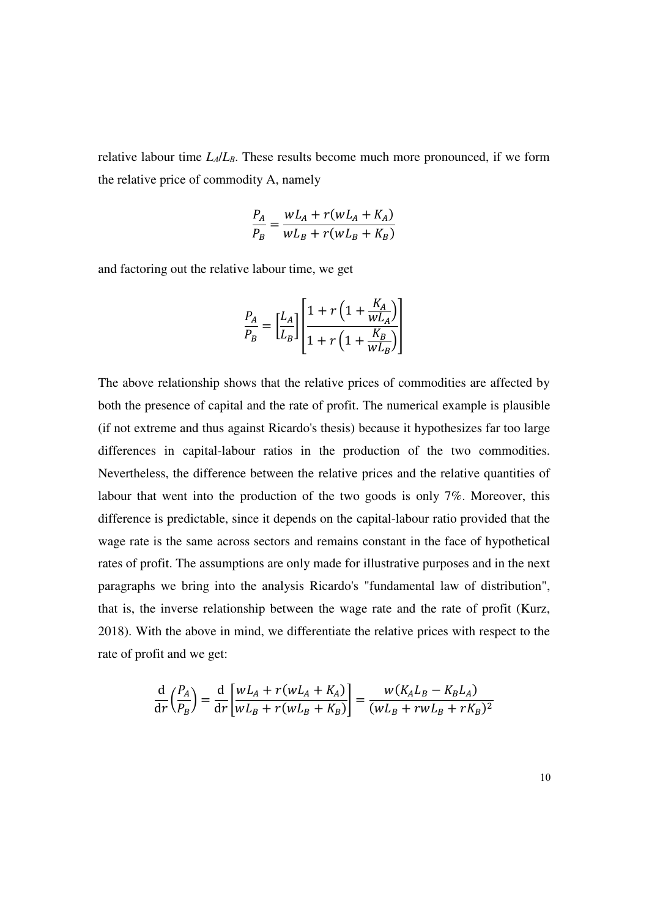relative labour time $L_A/L_B$. These results become much more pronounced, if we form the relative price of commodity A, namely

$$\frac{P_A}{P_B} = \frac{wL_A + r(wL_A + K_A)}{wL_B + r(wL_B + K_B)}$$

and factoring out the relative labour time, we get

$$\frac{P_A}{P_B} = \left[\frac{L_A}{L_B}\right]\left[\frac{1 + r\left(1 + \frac{K_A}{wL_A}\right)}{1 + r\left(1 + \frac{K_B}{wL_B}\right)}\right]$$

The above relationship shows that the relative prices of commodities are affected by both the presence of capital and the rate of profit. The numerical example is plausible (if not extreme and thus against Ricardo's thesis) because it hypothesizes far too large differences in capital-labour ratios in the production of the two commodities. Nevertheless, the difference between the relative prices and the relative quantities of labour that went into the production of the two goods is only 7%. Moreover, this difference is predictable, since it depends on the capital-labour ratio provided that the wage rate is the same across sectors and remains constant in the face of hypothetical rates of profit. The assumptions are only made for illustrative purposes and in the next paragraphs we bring into the analysis Ricardo's "fundamental law of distribution", that is, the inverse relationship between the wage rate and the rate of profit (Kurz, 2018). With the above in mind, we differentiate the relative prices with respect to the rate of profit and we get:

$$\frac{\mathrm{d}}{\mathrm{d}r}\left(\frac{P_A}{P_B}\right) = \frac{\mathrm{d}}{\mathrm{d}r}\left[\frac{wL_A + r(wL_A + K_A)}{wL_B + r(wL_B + K_B)}\right] = \frac{w(K_A L_B - K_B L_A)}{(wL_B + rwL_B + rK_B)^2}$$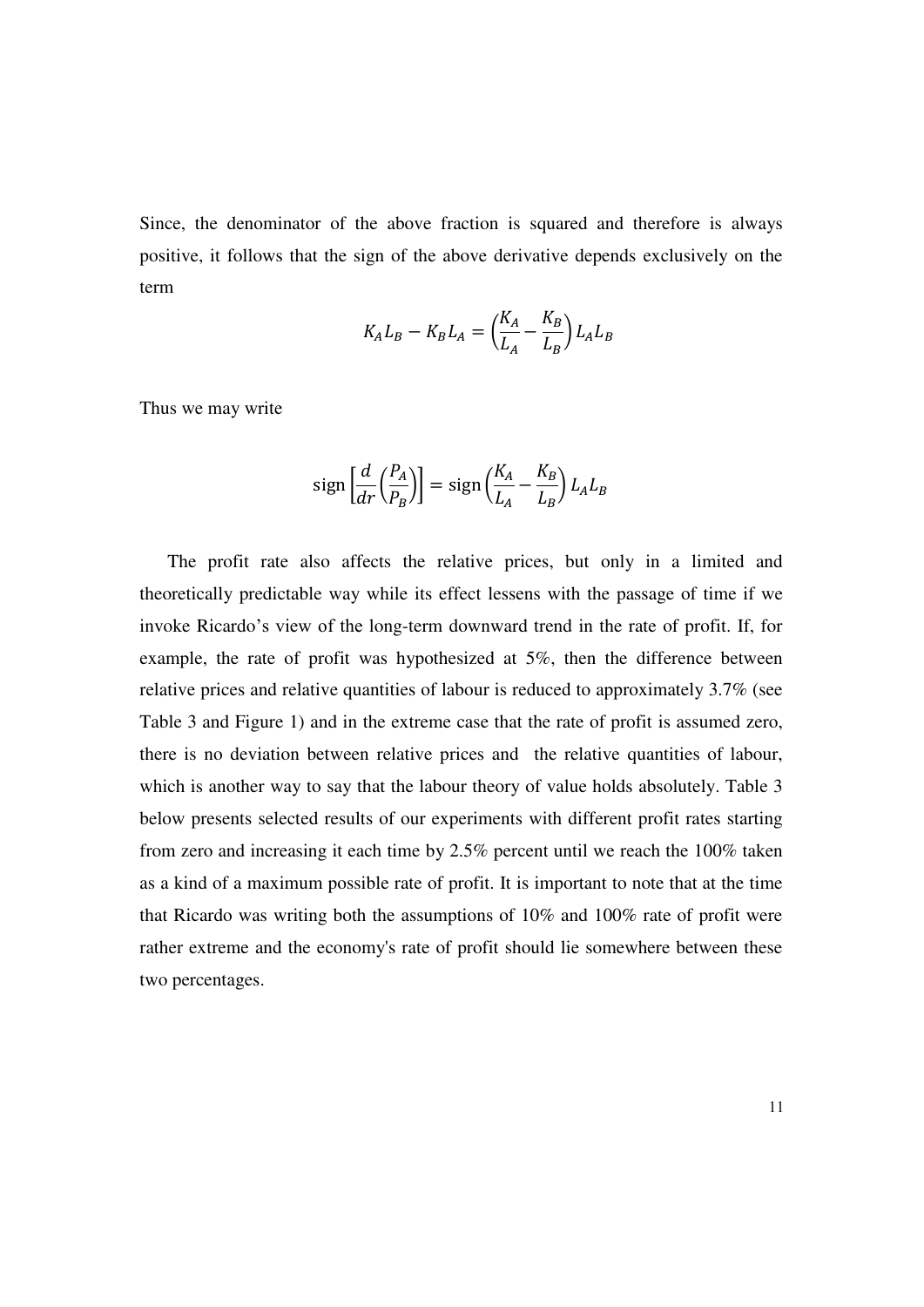Since, the denominator of the above fraction is squared and therefore is always positive, it follows that the sign of the above derivative depends exclusively on the term

$$K_A L_B - K_B L_A = \left(\frac{K_A}{L_A} - \frac{K_B}{L_B}\right) L_A L_B$$

Thus we may write

$$\text{sign}\left[\frac{d}{dr}\left(\frac{P_A}{P_B}\right)\right] = \text{sign}\left(\frac{K_A}{L_A} - \frac{K_B}{L_B}\right) L_A L_B$$

The profit rate also affects the relative prices, but only in a limited and theoretically predictable way while its effect lessens with the passage of time if we invoke Ricardo's view of the long-term downward trend in the rate of profit. If, for example, the rate of profit was hypothesized at 5%, then the difference between relative prices and relative quantities of labour is reduced to approximately 3.7% (see Table 3 and Figure 1) and in the extreme case that the rate of profit is assumed zero, there is no deviation between relative prices and the relative quantities of labour, which is another way to say that the labour theory of value holds absolutely. Table 3 below presents selected results of our experiments with different profit rates starting from zero and increasing it each time by 2.5% percent until we reach the 100% taken as a kind of a maximum possible rate of profit. It is important to note that at the time that Ricardo was writing both the assumptions of 10% and 100% rate of profit were rather extreme and the economy's rate of profit should lie somewhere between these two percentages.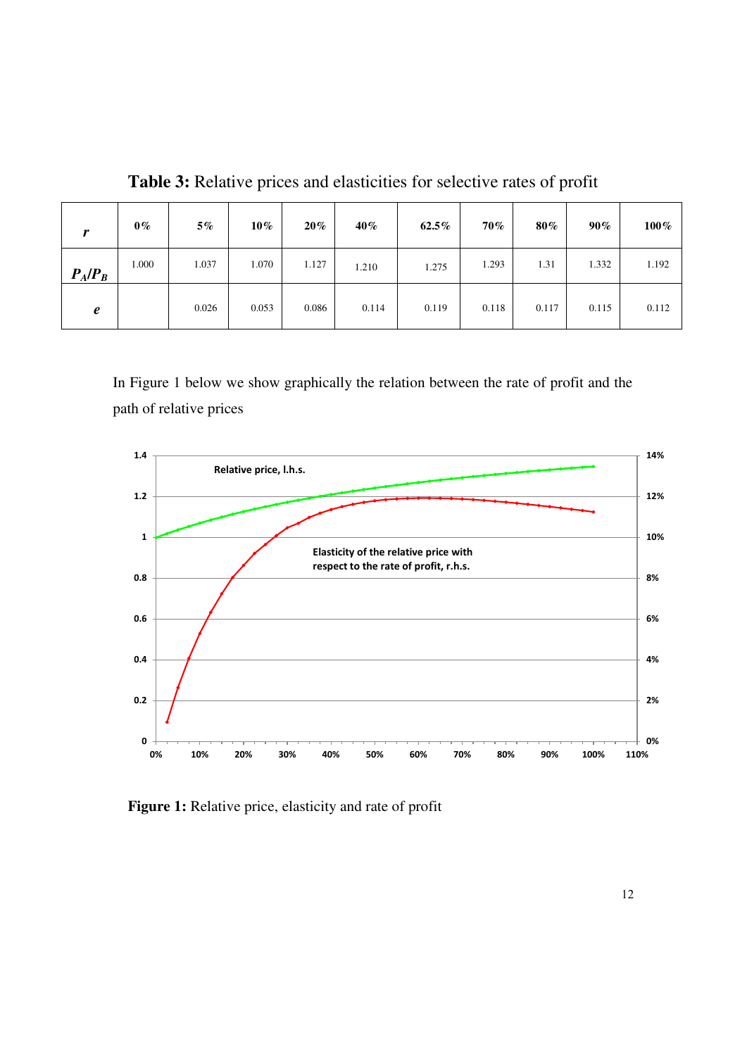**Table 3:** Relative prices and elasticities for selective rates of profit

| $r$ | 0% | 5% | 10% | 20% | 40% | 62.5% | 70% | 80% | 90% | 100% |
|---|---|---|---|---|---|---|---|---|---|---|
| $P_A/P_B$ | 1.000 | 1.037 | 1.070 | 1.127 | 1.210 | 1.275 | 1.293 | 1.31 | 1.332 | 1.192 |
| $e$ | | 0.026 | 0.053 | 0.086 | 0.114 | 0.119 | 0.118 | 0.117 | 0.115 | 0.112 |

In Figure 1 below we show graphically the relation between the rate of profit and the path of relative prices

**Figure 1:** Relative price, elasticity and rate of profit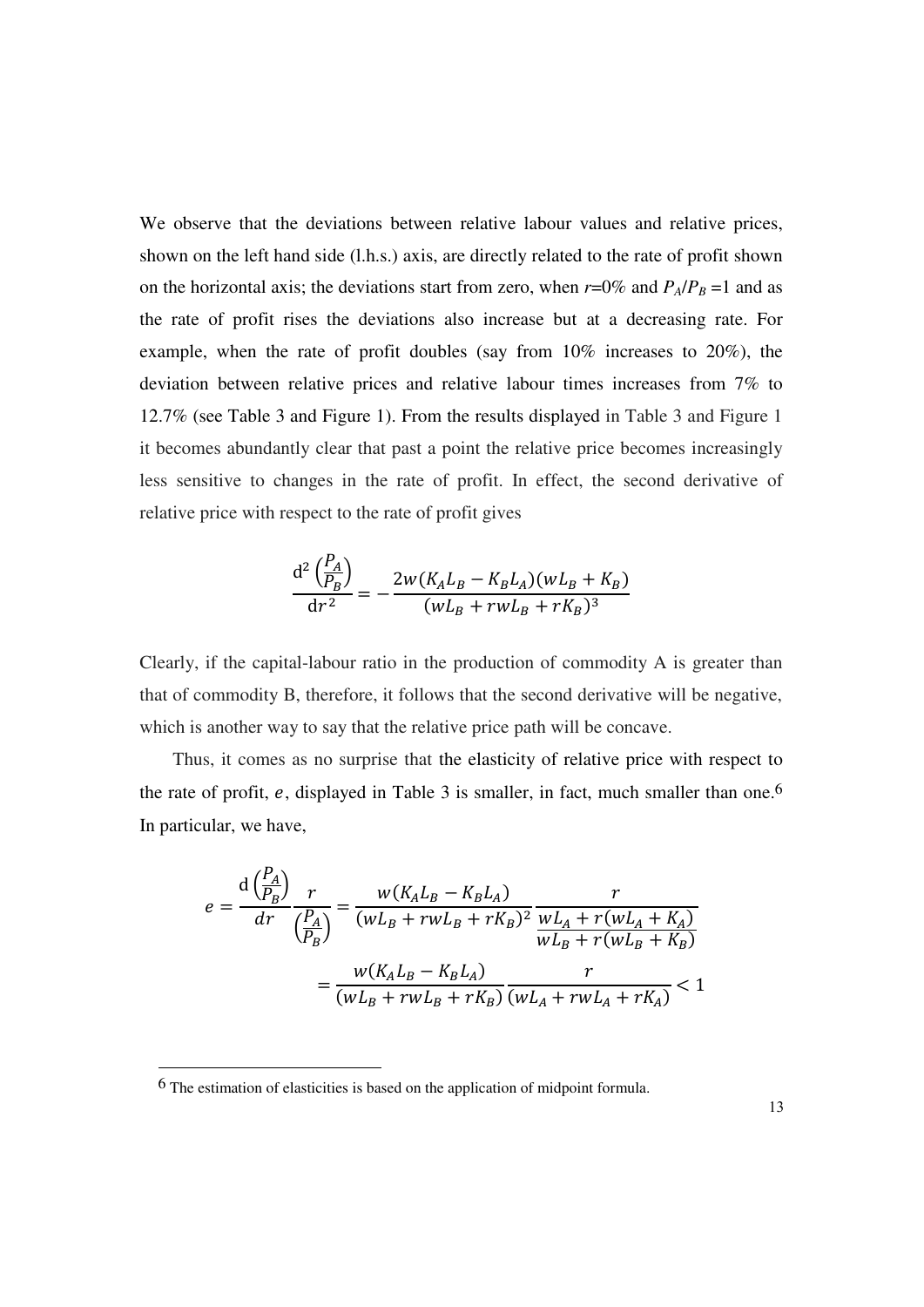We observe that the deviations between relative labour values and relative prices, shown on the left hand side (l.h.s.) axis, are directly related to the rate of profit shown on the horizontal axis; the deviations start from zero, when $r$=0% and $P_A/P_B$ =1 and as the rate of profit rises the deviations also increase but at a decreasing rate. For example, when the rate of profit doubles (say from 10% increases to 20%), the deviation between relative prices and relative labour times increases from 7% to 12.7% (see Table 3 and Figure 1). From the results displayed in Table 3 and Figure 1 it becomes abundantly clear that past a point the relative price becomes increasingly less sensitive to changes in the rate of profit. In effect, the second derivative of relative price with respect to the rate of profit gives

$$\frac{\mathrm{d}^2\left(\frac{P_A}{P_B}\right)}{\mathrm{d}r^2} = -\frac{2w(K_A L_B - K_B L_A)(wL_B + K_B)}{(wL_B + rwL_B + rK_B)^3}$$

Clearly, if the capital-labour ratio in the production of commodity A is greater than that of commodity B, therefore, it follows that the second derivative will be negative, which is another way to say that the relative price path will be concave.

Thus, it comes as no surprise that the elasticity of relative price with respect to the rate of profit, $e$, displayed in Table 3 is smaller, in fact, much smaller than one.[6] In particular, we have,

$$e = \frac{\mathrm{d}\left(\frac{P_A}{P_B}\right)}{dr}\frac{r}{\left(\frac{P_A}{P_B}\right)} = \frac{w(K_A L_B - K_B L_A)}{(wL_B + rwL_B + rK_B)^2}\frac{r}{\frac{wL_A + r(wL_A + K_A)}{wL_B + r(wL_B + K_B)}}$$

$$= \frac{w(K_A L_B - K_B L_A)}{(wL_B + rwL_B + rK_B)}\frac{r}{(wL_A + rwL_A + rK_A)} < 1$$

---

[6] The estimation of elasticities is based on the application of midpoint formula.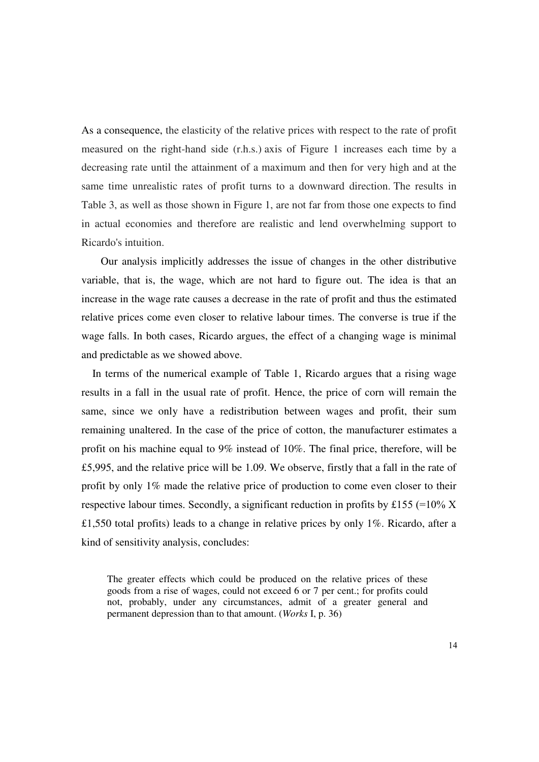As a consequence, the elasticity of the relative prices with respect to the rate of profit measured on the right-hand side (r.h.s.) axis of Figure 1 increases each time by a decreasing rate until the attainment of a maximum and then for very high and at the same time unrealistic rates of profit turns to a downward direction. The results in Table 3, as well as those shown in Figure 1, are not far from those one expects to find in actual economies and therefore are realistic and lend overwhelming support to Ricardo's intuition.

Our analysis implicitly addresses the issue of changes in the other distributive variable, that is, the wage, which are not hard to figure out. The idea is that an increase in the wage rate causes a decrease in the rate of profit and thus the estimated relative prices come even closer to relative labour times. The converse is true if the wage falls. In both cases, Ricardo argues, the effect of a changing wage is minimal and predictable as we showed above.

In terms of the numerical example of Table 1, Ricardo argues that a rising wage results in a fall in the usual rate of profit. Hence, the price of corn will remain the same, since we only have a redistribution between wages and profit, their sum remaining unaltered. In the case of the price of cotton, the manufacturer estimates a profit on his machine equal to 9% instead of 10%. The final price, therefore, will be £5,995, and the relative price will be 1.09. We observe, firstly that a fall in the rate of profit by only 1% made the relative price of production to come even closer to their respective labour times. Secondly, a significant reduction in profits by £155 (=10% X £1,550 total profits) leads to a change in relative prices by only 1%. Ricardo, after a kind of sensitivity analysis, concludes:

> The greater effects which could be produced on the relative prices of these goods from a rise of wages, could not exceed 6 or 7 per cent.; for profits could not, probably, under any circumstances, admit of a greater general and permanent depression than to that amount. (*Works* I, p. 36)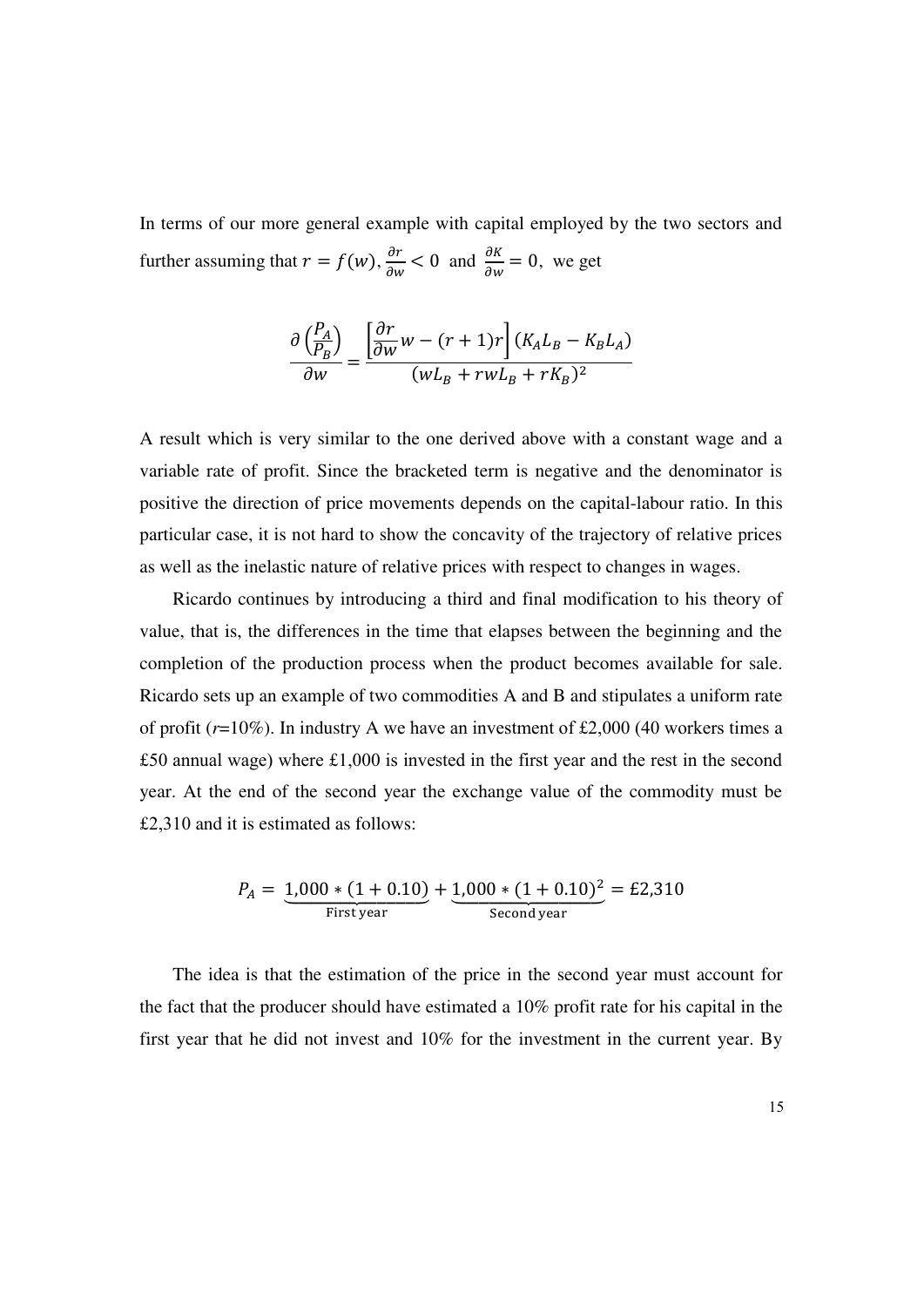In terms of our more general example with capital employed by the two sectors and further assuming that $r = f(w)$, $\frac{\partial r}{\partial w} < 0$ and $\frac{\partial K}{\partial w} = 0$, we get

$$\frac{\partial\left(\frac{P_A}{P_B}\right)}{\partial w} = \frac{\left[\frac{\partial r}{\partial w} w - (r+1)r\right](K_A L_B - K_B L_A)}{(wL_B + rwL_B + rK_B)^2}$$

A result which is very similar to the one derived above with a constant wage and a variable rate of profit. Since the bracketed term is negative and the denominator is positive the direction of price movements depends on the capital-labour ratio. In this particular case, it is not hard to show the concavity of the trajectory of relative prices as well as the inelastic nature of relative prices with respect to changes in wages.

Ricardo continues by introducing a third and final modification to his theory of value, that is, the differences in the time that elapses between the beginning and the completion of the production process when the product becomes available for sale. Ricardo sets up an example of two commodities A and B and stipulates a uniform rate of profit ($r$=10%). In industry A we have an investment of £2,000 (40 workers times a £50 annual wage) where £1,000 is invested in the first year and the rest in the second year. At the end of the second year the exchange value of the commodity must be £2,310 and it is estimated as follows:

$$P_A = \underbrace{1{,}000 * (1 + 0.10)}_{\text{First year}} + \underbrace{1{,}000 * (1 + 0.10)^2}_{\text{Second year}} = £2{,}310$$

The idea is that the estimation of the price in the second year must account for the fact that the producer should have estimated a 10% profit rate for his capital in the first year that he did not invest and 10% for the investment in the current year. By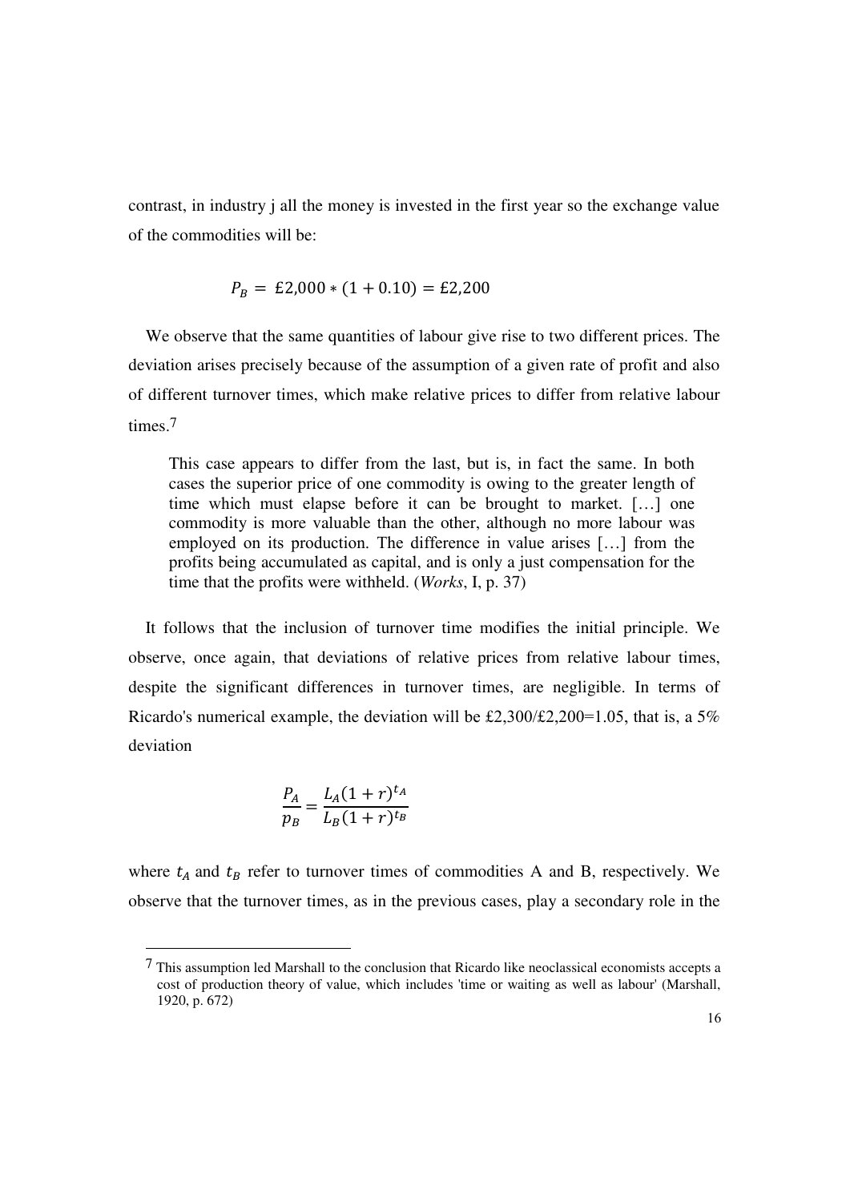contrast, in industry j all the money is invested in the first year so the exchange value of the commodities will be:

$$P_B = \text{£}2{,}000 * (1 + 0.10) = \text{£}2{,}200$$

We observe that the same quantities of labour give rise to two different prices. The deviation arises precisely because of the assumption of a given rate of profit and also of different turnover times, which make relative prices to differ from relative labour times.[7]

> This case appears to differ from the last, but is, in fact the same. In both cases the superior price of one commodity is owing to the greater length of time which must elapse before it can be brought to market. […] one commodity is more valuable than the other, although no more labour was employed on its production. The difference in value arises […] from the profits being accumulated as capital, and is only a just compensation for the time that the profits were withheld. (*Works*, I, p. 37)

It follows that the inclusion of turnover time modifies the initial principle. We observe, once again, that deviations of relative prices from relative labour times, despite the significant differences in turnover times, are negligible. In terms of Ricardo's numerical example, the deviation will be £2,300/£2,200=1.05, that is, a 5% deviation

$$\frac{P_A}{p_B} = \frac{L_A(1+r)^{t_A}}{L_B(1+r)^{t_B}}$$

where $t_A$ and $t_B$ refer to turnover times of commodities A and B, respectively. We observe that the turnover times, as in the previous cases, play a secondary role in the

---

[7] This assumption led Marshall to the conclusion that Ricardo like neoclassical economists accepts a cost of production theory of value, which includes 'time or waiting as well as labour' (Marshall, 1920, p. 672)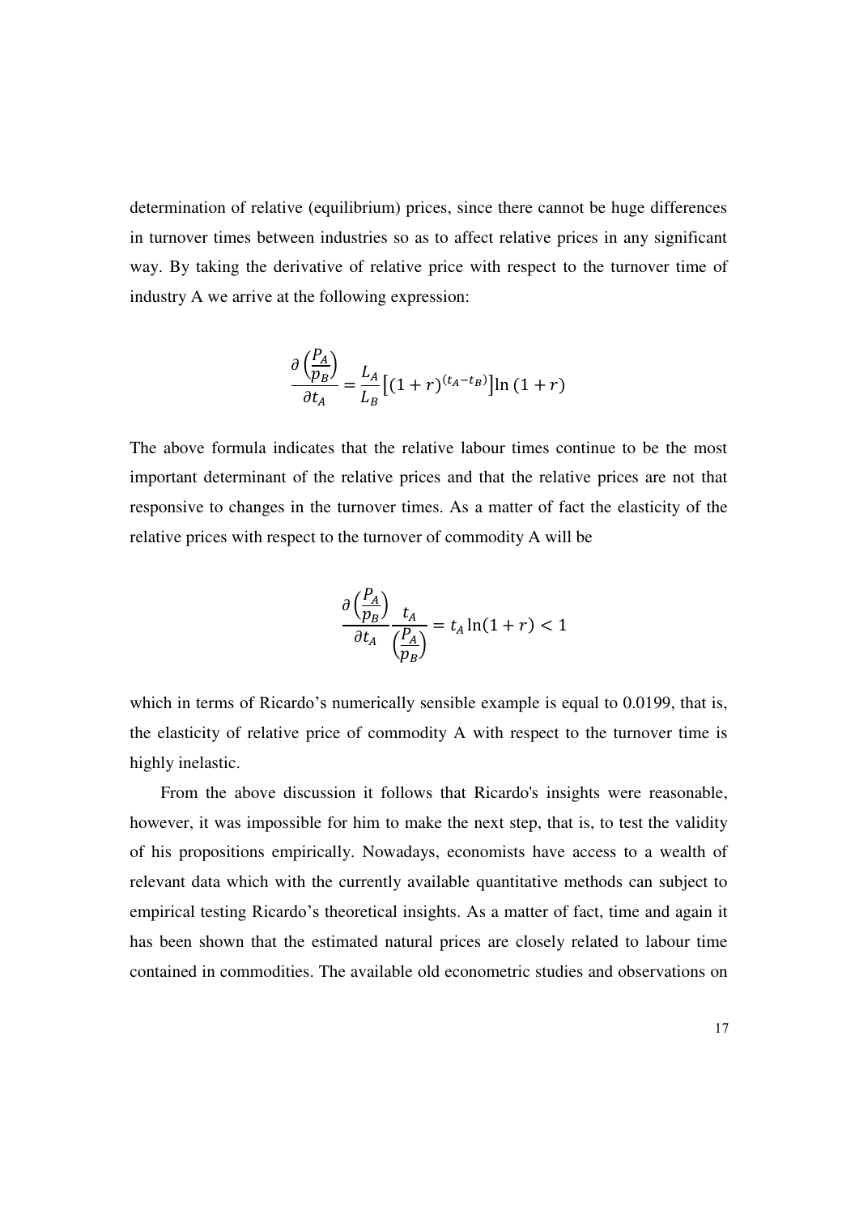determination of relative (equilibrium) prices, since there cannot be huge differences in turnover times between industries so as to affect relative prices in any significant way. By taking the derivative of relative price with respect to the turnover time of industry A we arrive at the following expression:

$$\frac{\partial\left(\frac{P_A}{p_B}\right)}{\partial t_A} = \frac{L_A}{L_B}\left[(1+r)^{(t_A - t_B)}\right]\ln(1+r)$$

The above formula indicates that the relative labour times continue to be the most important determinant of the relative prices and that the relative prices are not that responsive to changes in the turnover times. As a matter of fact the elasticity of the relative prices with respect to the turnover of commodity A will be

$$\frac{\partial\left(\frac{P_A}{p_B}\right)}{\partial t_A}\frac{t_A}{\left(\frac{P_A}{p_B}\right)} = t_A \ln(1+r) < 1$$

which in terms of Ricardo's numerically sensible example is equal to 0.0199, that is, the elasticity of relative price of commodity A with respect to the turnover time is highly inelastic.

From the above discussion it follows that Ricardo's insights were reasonable, however, it was impossible for him to make the next step, that is, to test the validity of his propositions empirically. Nowadays, economists have access to a wealth of relevant data which with the currently available quantitative methods can subject to empirical testing Ricardo's theoretical insights. As a matter of fact, time and again it has been shown that the estimated natural prices are closely related to labour time contained in commodities. The available old econometric studies and observations on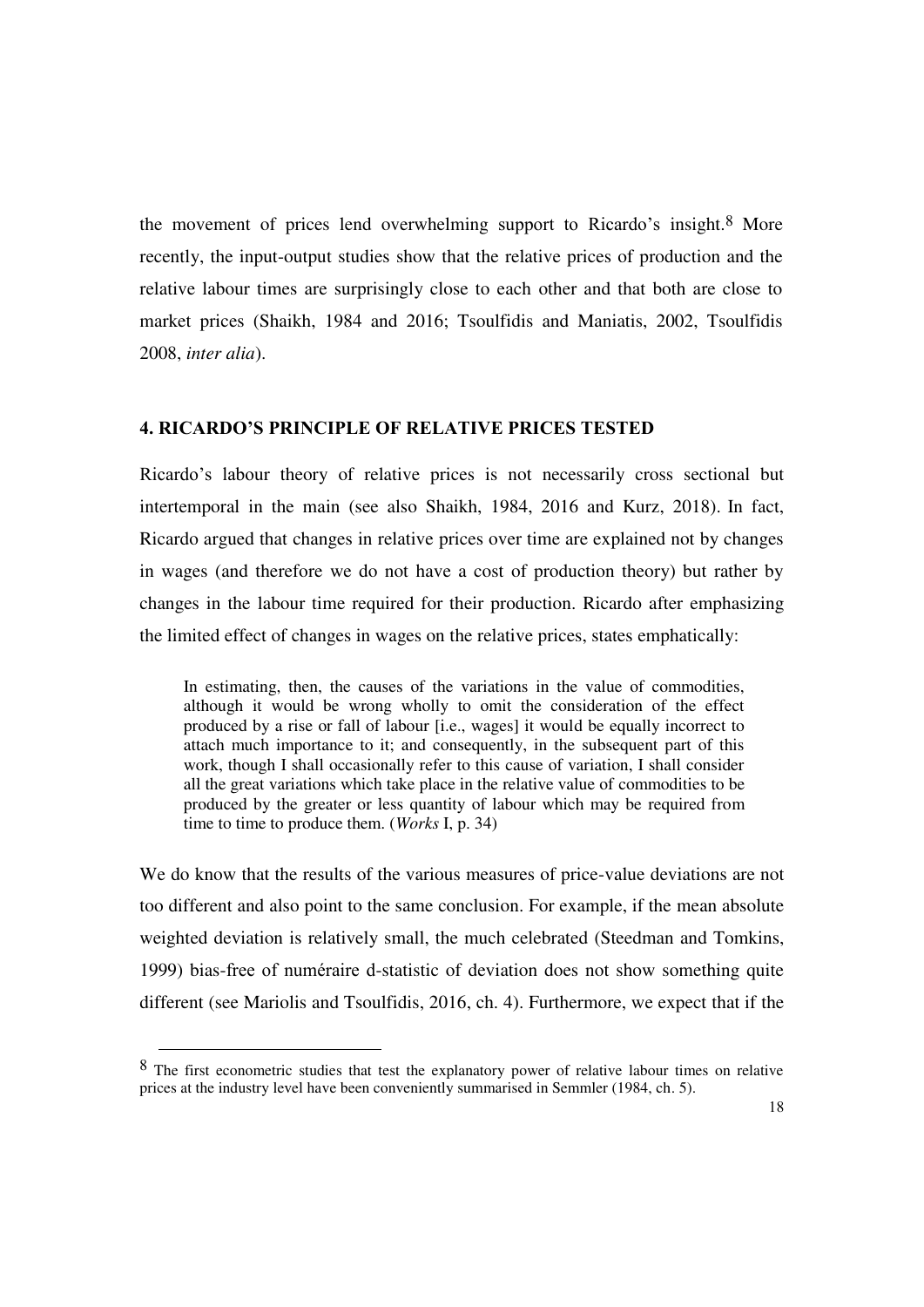the movement of prices lend overwhelming support to Ricardo's insight.[8] More recently, the input-output studies show that the relative prices of production and the relative labour times are surprisingly close to each other and that both are close to market prices (Shaikh, 1984 and 2016; Tsoulfidis and Maniatis, 2002, Tsoulfidis 2008, *inter alia*).

## 4. RICARDO'S PRINCIPLE OF RELATIVE PRICES TESTED

Ricardo's labour theory of relative prices is not necessarily cross sectional but intertemporal in the main (see also Shaikh, 1984, 2016 and Kurz, 2018). In fact, Ricardo argued that changes in relative prices over time are explained not by changes in wages (and therefore we do not have a cost of production theory) but rather by changes in the labour time required for their production. Ricardo after emphasizing the limited effect of changes in wages on the relative prices, states emphatically:

> In estimating, then, the causes of the variations in the value of commodities, although it would be wrong wholly to omit the consideration of the effect produced by a rise or fall of labour [i.e., wages] it would be equally incorrect to attach much importance to it; and consequently, in the subsequent part of this work, though I shall occasionally refer to this cause of variation, I shall consider all the great variations which take place in the relative value of commodities to be produced by the greater or less quantity of labour which may be required from time to time to produce them. (*Works* I, p. 34)

We do know that the results of the various measures of price-value deviations are not too different and also point to the same conclusion. For example, if the mean absolute weighted deviation is relatively small, the much celebrated (Steedman and Tomkins, 1999) bias-free of numéraire d-statistic of deviation does not show something quite different (see Mariolis and Tsoulfidis, 2016, ch. 4). Furthermore, we expect that if the

[8] The first econometric studies that test the explanatory power of relative labour times on relative prices at the industry level have been conveniently summarised in Semmler (1984, ch. 5).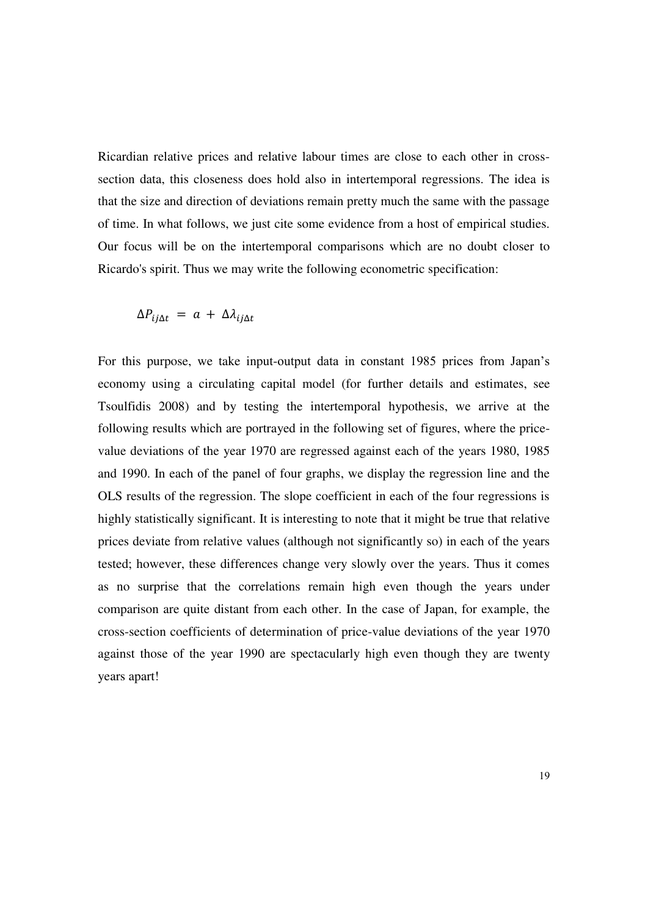Ricardian relative prices and relative labour times are close to each other in cross-section data, this closeness does hold also in intertemporal regressions. The idea is that the size and direction of deviations remain pretty much the same with the passage of time. In what follows, we just cite some evidence from a host of empirical studies. Our focus will be on the intertemporal comparisons which are no doubt closer to Ricardo's spirit. Thus we may write the following econometric specification:

$$\Delta P_{ij\Delta t} \; = \; a \; + \; \Delta\lambda_{ij\Delta t}$$

For this purpose, we take input-output data in constant 1985 prices from Japan's economy using a circulating capital model (for further details and estimates, see Tsoulfidis 2008) and by testing the intertemporal hypothesis, we arrive at the following results which are portrayed in the following set of figures, where the price-value deviations of the year 1970 are regressed against each of the years 1980, 1985 and 1990. In each of the panel of four graphs, we display the regression line and the OLS results of the regression. The slope coefficient in each of the four regressions is highly statistically significant. It is interesting to note that it might be true that relative prices deviate from relative values (although not significantly so) in each of the years tested; however, these differences change very slowly over the years. Thus it comes as no surprise that the correlations remain high even though the years under comparison are quite distant from each other. In the case of Japan, for example, the cross-section coefficients of determination of price-value deviations of the year 1970 against those of the year 1990 are spectacularly high even though they are twenty years apart!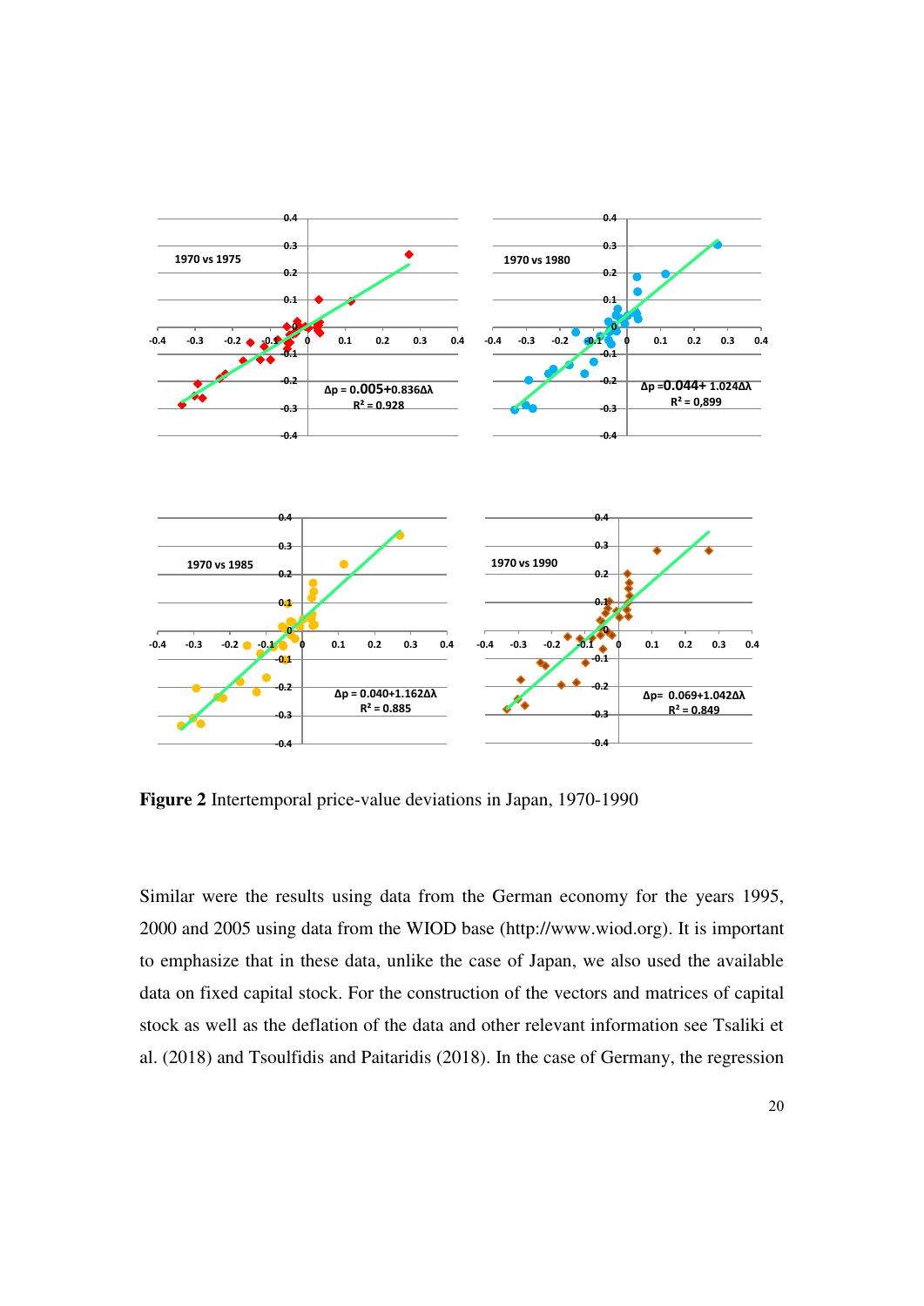**Figure 2** Intertemporal price-value deviations in Japan, 1970-1990

Similar were the results using data from the German economy for the years 1995, 2000 and 2005 using data from the WIOD base (http://www.wiod.org). It is important to emphasize that in these data, unlike the case of Japan, we also used the available data on fixed capital stock. For the construction of the vectors and matrices of capital stock as well as the deflation of the data and other relevant information see Tsaliki et al. (2018) and Tsoulfidis and Paitaridis (2018). In the case of Germany, the regression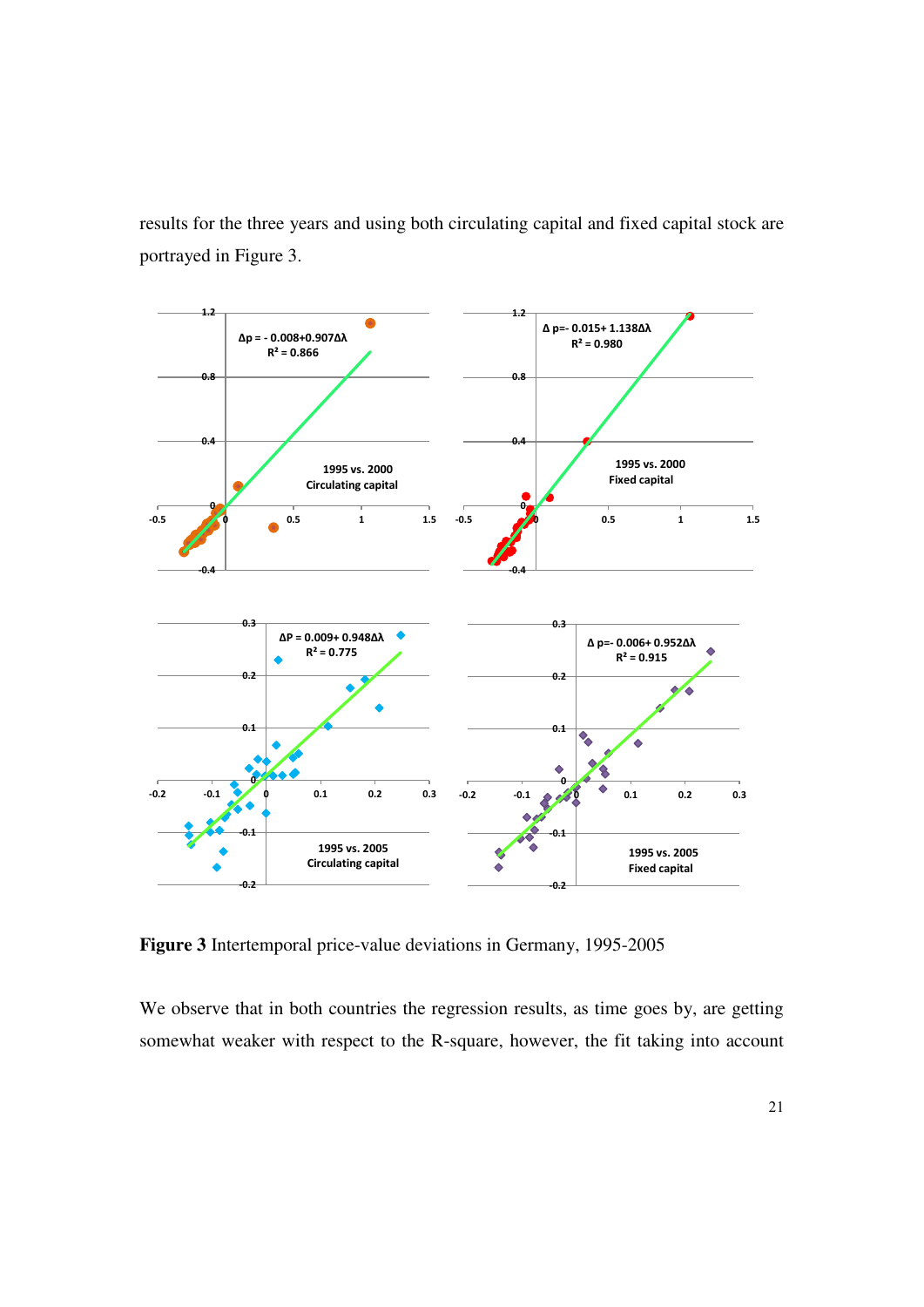results for the three years and using both circulating capital and fixed capital stock are portrayed in Figure 3.

**Figure 3** Intertemporal price-value deviations in Germany, 1995-2005

We observe that in both countries the regression results, as time goes by, are getting somewhat weaker with respect to the R-square, however, the fit taking into account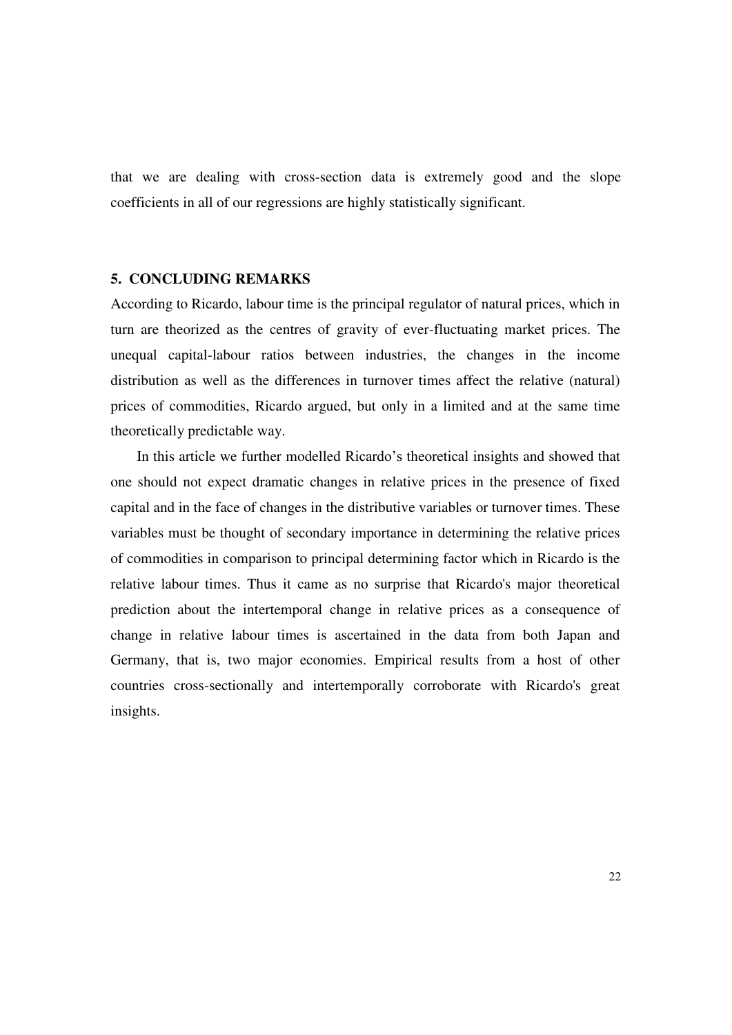that we are dealing with cross-section data is extremely good and the slope coefficients in all of our regressions are highly statistically significant.

## 5. CONCLUDING REMARKS

According to Ricardo, labour time is the principal regulator of natural prices, which in turn are theorized as the centres of gravity of ever-fluctuating market prices. The unequal capital-labour ratios between industries, the changes in the income distribution as well as the differences in turnover times affect the relative (natural) prices of commodities, Ricardo argued, but only in a limited and at the same time theoretically predictable way.

In this article we further modelled Ricardo's theoretical insights and showed that one should not expect dramatic changes in relative prices in the presence of fixed capital and in the face of changes in the distributive variables or turnover times. These variables must be thought of secondary importance in determining the relative prices of commodities in comparison to principal determining factor which in Ricardo is the relative labour times. Thus it came as no surprise that Ricardo's major theoretical prediction about the intertemporal change in relative prices as a consequence of change in relative labour times is ascertained in the data from both Japan and Germany, that is, two major economies. Empirical results from a host of other countries cross-sectionally and intertemporally corroborate with Ricardo's great insights.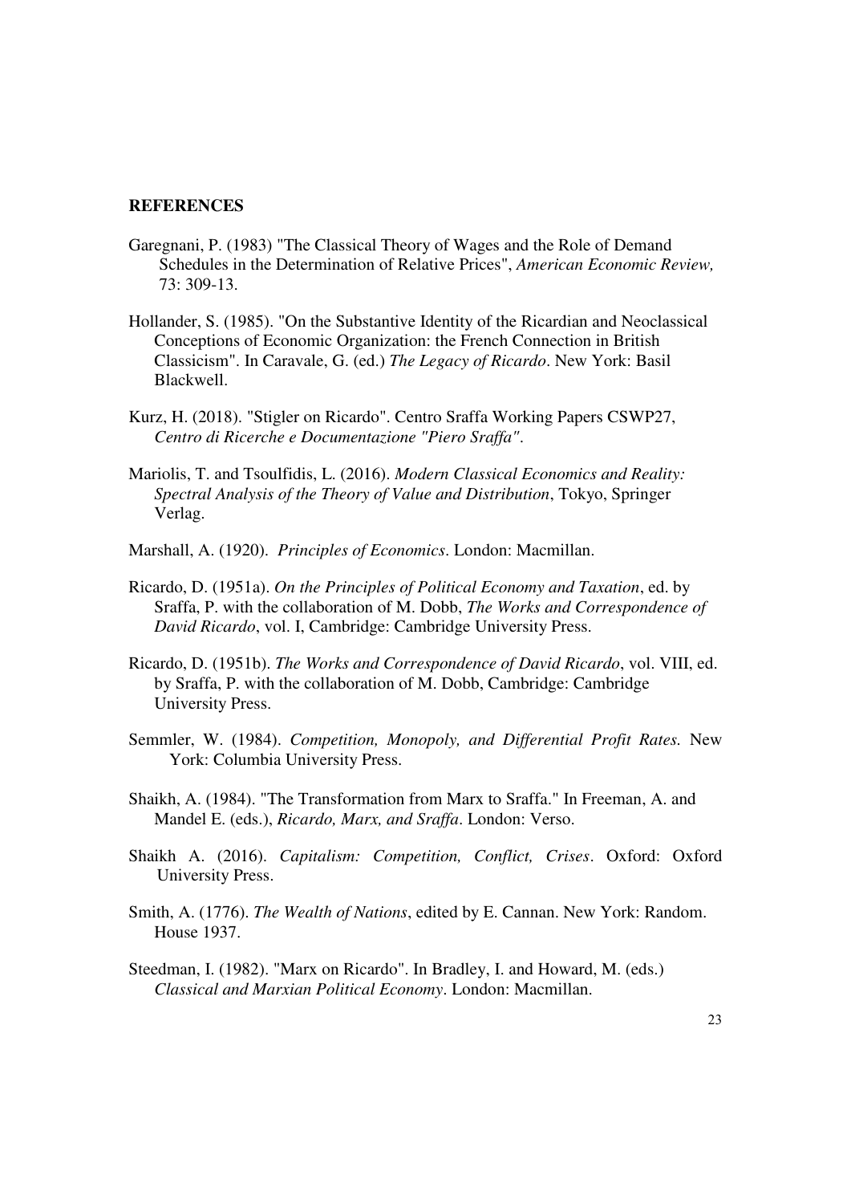## REFERENCES

Garegnani, P. (1983) "The Classical Theory of Wages and the Role of Demand Schedules in the Determination of Relative Prices", *American Economic Review,* 73: 309-13.

Hollander, S. (1985). "On the Substantive Identity of the Ricardian and Neoclassical Conceptions of Economic Organization: the French Connection in British Classicism". In Caravale, G. (ed.) *The Legacy of Ricardo*. New York: Basil Blackwell.

Kurz, H. (2018). "Stigler on Ricardo". Centro Sraffa Working Papers CSWP27, *Centro di Ricerche e Documentazione "Piero Sraffa"*.

Mariolis, T. and Tsoulfidis, L. (2016). *Modern Classical Economics and Reality: Spectral Analysis of the Theory of Value and Distribution*, Tokyo, Springer Verlag.

Marshall, A. (1920). *Principles of Economics*. London: Macmillan.

Ricardo, D. (1951a). *On the Principles of Political Economy and Taxation*, ed. by Sraffa, P. with the collaboration of M. Dobb, *The Works and Correspondence of David Ricardo*, vol. I, Cambridge: Cambridge University Press.

Ricardo, D. (1951b). *The Works and Correspondence of David Ricardo*, vol. VIII, ed. by Sraffa, P. with the collaboration of M. Dobb, Cambridge: Cambridge University Press.

Semmler, W. (1984). *Competition, Monopoly, and Differential Profit Rates.* New York: Columbia University Press.

Shaikh, A. (1984). "The Transformation from Marx to Sraffa." In Freeman, A. and Mandel E. (eds.), *Ricardo, Marx, and Sraffa*. London: Verso.

Shaikh A. (2016). *Capitalism: Competition, Conflict, Crises*. Oxford: Oxford University Press.

Smith, A. (1776). *The Wealth of Nations*, edited by E. Cannan. New York: Random. House 1937.

Steedman, I. (1982). "Marx on Ricardo". In Bradley, I. and Howard, M. (eds.) *Classical and Marxian Political Economy*. London: Macmillan.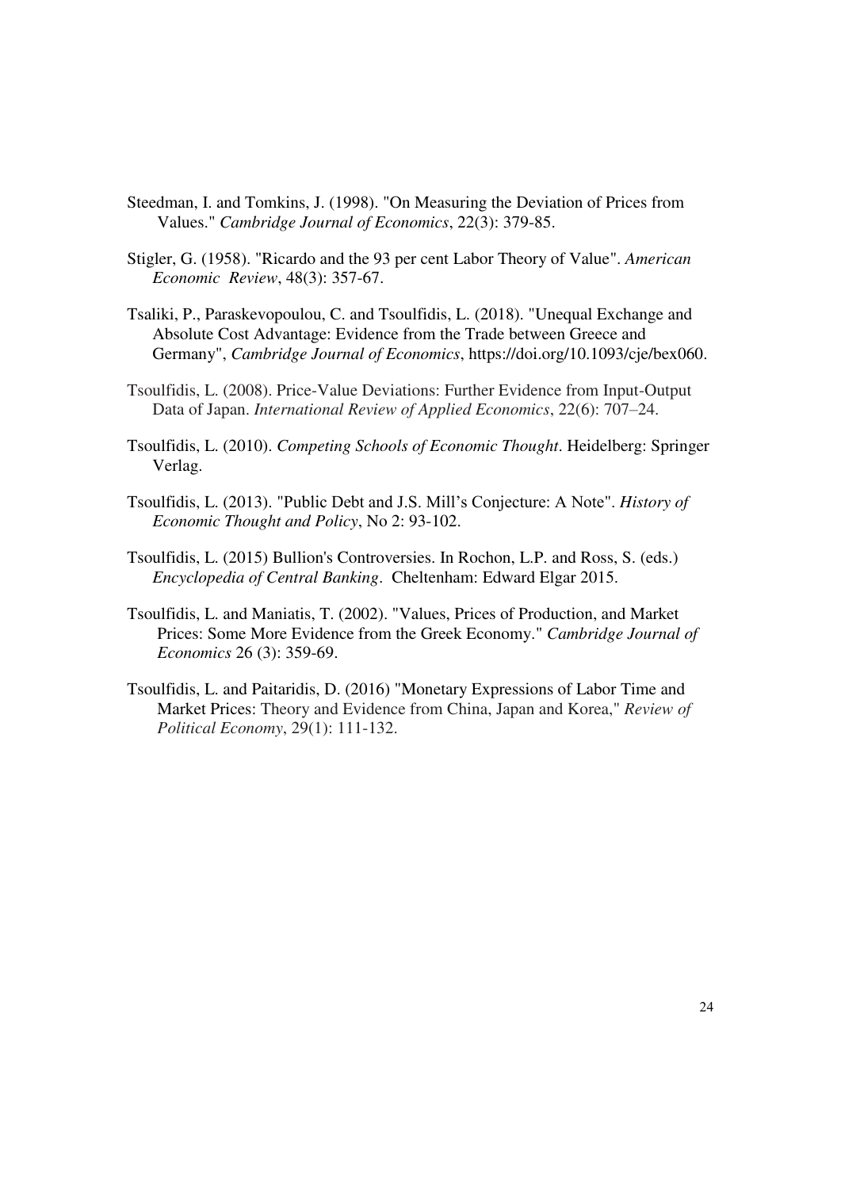Steedman, I. and Tomkins, J. (1998). "On Measuring the Deviation of Prices from Values." *Cambridge Journal of Economics*, 22(3): 379-85.

Stigler, G. (1958). "Ricardo and the 93 per cent Labor Theory of Value". *American Economic Review*, 48(3): 357-67.

Tsaliki, P., Paraskevopoulou, C. and Tsoulfidis, L. (2018). "Unequal Exchange and Absolute Cost Advantage: Evidence from the Trade between Greece and Germany", *Cambridge Journal of Economics*, https://doi.org/10.1093/cje/bex060.

Tsoulfidis, L. (2008). Price-Value Deviations: Further Evidence from Input-Output Data of Japan. *International Review of Applied Economics*, 22(6): 707–24.

Tsoulfidis, L. (2010). *Competing Schools of Economic Thought*. Heidelberg: Springer Verlag.

Tsoulfidis, L. (2013). "Public Debt and J.S. Mill's Conjecture: A Note". *History of Economic Thought and Policy*, No 2: 93-102.

Tsoulfidis, L. (2015) Bullion's Controversies. In Rochon, L.P. and Ross, S. (eds.) *Encyclopedia of Central Banking*. Cheltenham: Edward Elgar 2015.

Tsoulfidis, L. and Maniatis, T. (2002). "Values, Prices of Production, and Market Prices: Some More Evidence from the Greek Economy." *Cambridge Journal of Economics* 26 (3): 359-69.

Tsoulfidis, L. and Paitaridis, D. (2016) "Monetary Expressions of Labor Time and Market Prices: Theory and Evidence from China, Japan and Korea," *Review of Political Economy*, 29(1): 111-132.